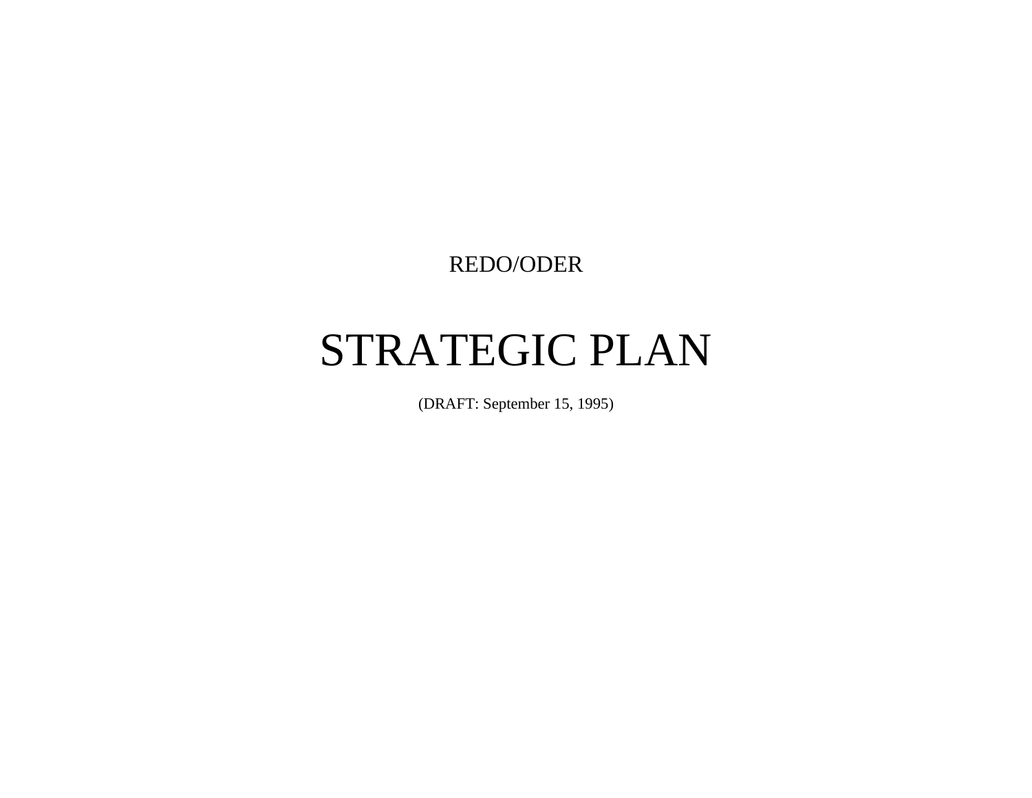REDO/ODER

# STRATEGIC PLAN

(DRAFT: September 15, 1995)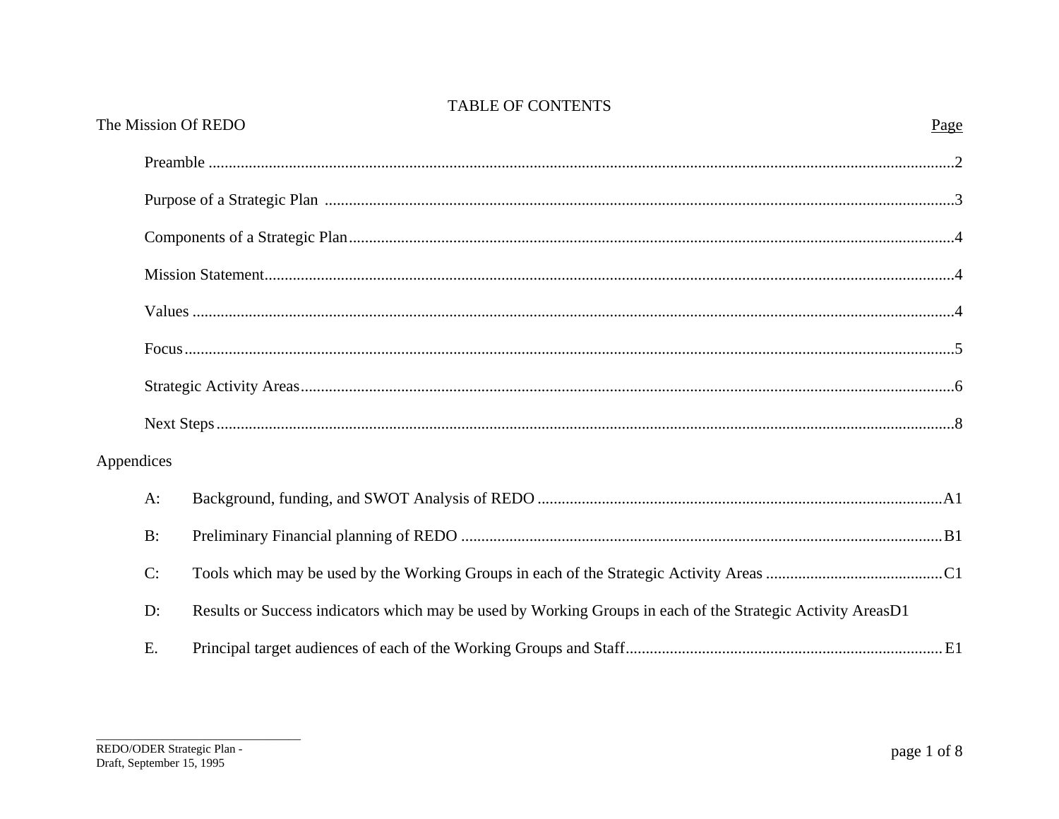# TABLE OF CONTENTS

**The Mission Of REDO** — Page

- Preamble .......... 2
- Purpose of a Strategic Plan .......... 3
- Components of a Strategic Plan .......... 4
- Mission Statement .......... 4
- Values .......... 4
- Focus .......... 5
- Strategic Activity Areas .......... 6
- Next Steps .......... 8

**Appendices**

- A: Background, funding, and SWOT Analysis of REDO .......... A1
- B: Preliminary Financial planning of REDO .......... B1
- C: Tools which may be used by the Working Groups in each of the Strategic Activity Areas .......... C1
- D: Results or Success indicators which may be used by Working Groups in each of the Strategic Activity AreasD1
- E. Principal target audiences of each of the Working Groups and Staff .......... E1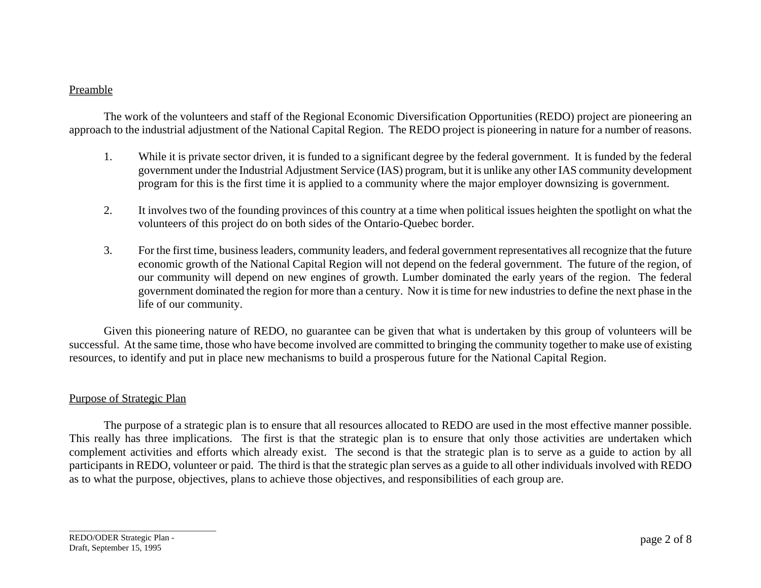## Preamble

The work of the volunteers and staff of the Regional Economic Diversification Opportunities (REDO) project are pioneering an approach to the industrial adjustment of the National Capital Region. The REDO project is pioneering in nature for a number of reasons.

1. While it is private sector driven, it is funded to a significant degree by the federal government. It is funded by the federal government under the Industrial Adjustment Service (IAS) program, but it is unlike any other IAS community development program for this is the first time it is applied to a community where the major employer downsizing is government.

2. It involves two of the founding provinces of this country at a time when political issues heighten the spotlight on what the volunteers of this project do on both sides of the Ontario-Quebec border.

3. For the first time, business leaders, community leaders, and federal government representatives all recognize that the future economic growth of the National Capital Region will not depend on the federal government. The future of the region, of our community will depend on new engines of growth. Lumber dominated the early years of the region. The federal government dominated the region for more than a century. Now it is time for new industries to define the next phase in the life of our community.

Given this pioneering nature of REDO, no guarantee can be given that what is undertaken by this group of volunteers will be successful. At the same time, those who have become involved are committed to bringing the community together to make use of existing resources, to identify and put in place new mechanisms to build a prosperous future for the National Capital Region.

## Purpose of Strategic Plan

The purpose of a strategic plan is to ensure that all resources allocated to REDO are used in the most effective manner possible. This really has three implications. The first is that the strategic plan is to ensure that only those activities are undertaken which complement activities and efforts which already exist. The second is that the strategic plan is to serve as a guide to action by all participants in REDO, volunteer or paid. The third is that the strategic plan serves as a guide to all other individuals involved with REDO as to what the purpose, objectives, plans to achieve those objectives, and responsibilities of each group are.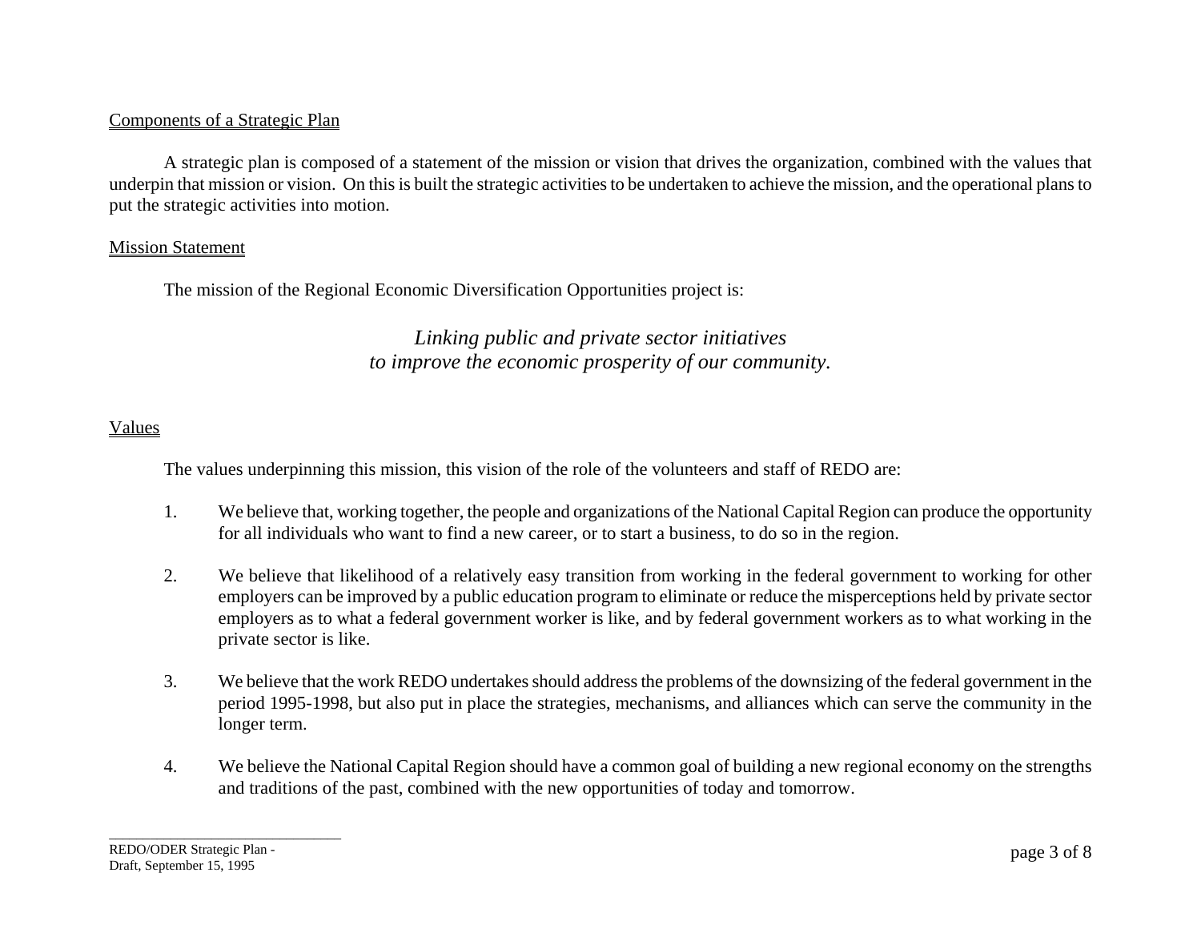## Components of a Strategic Plan

A strategic plan is composed of a statement of the mission or vision that drives the organization, combined with the values that underpin that mission or vision. On this is built the strategic activities to be undertaken to achieve the mission, and the operational plans to put the strategic activities into motion.

## Mission Statement

The mission of the Regional Economic Diversification Opportunities project is:

*Linking public and private sector initiatives*
*to improve the economic prosperity of our community.*

## Values

The values underpinning this mission, this vision of the role of the volunteers and staff of REDO are:

1. We believe that, working together, the people and organizations of the National Capital Region can produce the opportunity for all individuals who want to find a new career, or to start a business, to do so in the region.

2. We believe that likelihood of a relatively easy transition from working in the federal government to working for other employers can be improved by a public education program to eliminate or reduce the misperceptions held by private sector employers as to what a federal government worker is like, and by federal government workers as to what working in the private sector is like.

3. We believe that the work REDO undertakes should address the problems of the downsizing of the federal government in the period 1995-1998, but also put in place the strategies, mechanisms, and alliances which can serve the community in the longer term.

4. We believe the National Capital Region should have a common goal of building a new regional economy on the strengths and traditions of the past, combined with the new opportunities of today and tomorrow.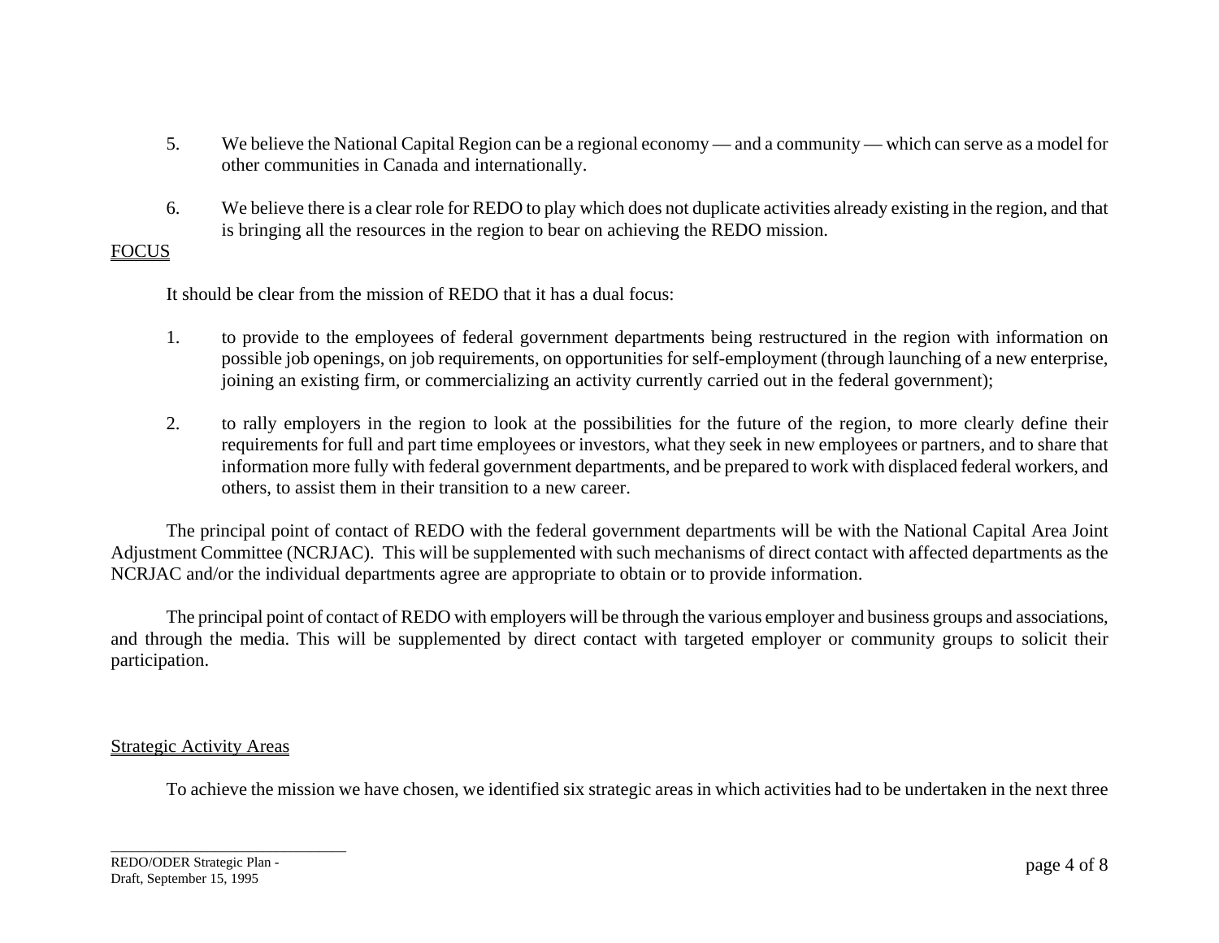5. We believe the National Capital Region can be a regional economy — and a community — which can serve as a model for other communities in Canada and internationally.

6. We believe there is a clear role for REDO to play which does not duplicate activities already existing in the region, and that is bringing all the resources in the region to bear on achieving the REDO mission.

## FOCUS

It should be clear from the mission of REDO that it has a dual focus:

1. to provide to the employees of federal government departments being restructured in the region with information on possible job openings, on job requirements, on opportunities for self-employment (through launching of a new enterprise, joining an existing firm, or commercializing an activity currently carried out in the federal government);

2. to rally employers in the region to look at the possibilities for the future of the region, to more clearly define their requirements for full and part time employees or investors, what they seek in new employees or partners, and to share that information more fully with federal government departments, and be prepared to work with displaced federal workers, and others, to assist them in their transition to a new career.

The principal point of contact of REDO with the federal government departments will be with the National Capital Area Joint Adjustment Committee (NCRJAC). This will be supplemented with such mechanisms of direct contact with affected departments as the NCRJAC and/or the individual departments agree are appropriate to obtain or to provide information.

The principal point of contact of REDO with employers will be through the various employer and business groups and associations, and through the media. This will be supplemented by direct contact with targeted employer or community groups to solicit their participation.

## Strategic Activity Areas

To achieve the mission we have chosen, we identified six strategic areas in which activities had to be undertaken in the next three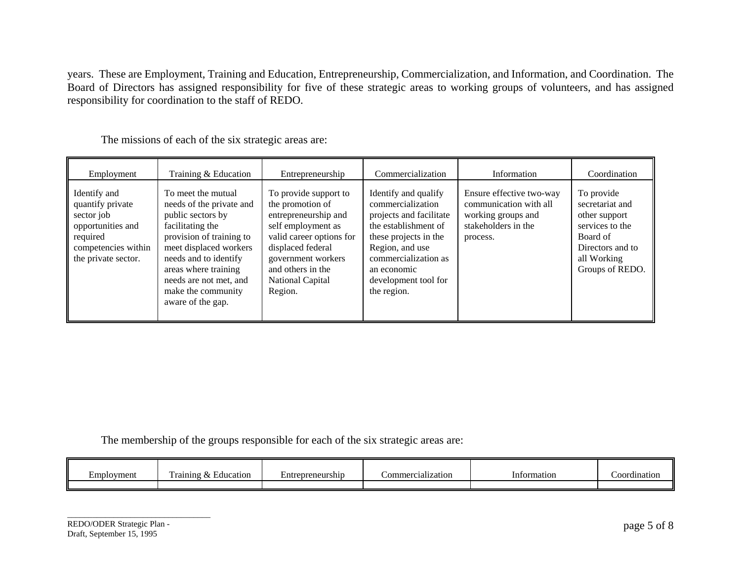years. These are Employment, Training and Education, Entrepreneurship, Commercialization, and Information, and Coordination. The Board of Directors has assigned responsibility for five of these strategic areas to working groups of volunteers, and has assigned responsibility for coordination to the staff of REDO.

The missions of each of the six strategic areas are:

| Employment | Training & Education | Entrepreneurship | Commercialization | Information | Coordination |
|---|---|---|---|---|---|
| Identify and quantify private sector job opportunities and required competencies within the private sector. | To meet the mutual needs of the private and public sectors by facilitating the provision of training to meet displaced workers needs and to identify areas where training needs are not met, and make the community aware of the gap. | To provide support to the promotion of entrepreneurship and self employment as valid career options for displaced federal government workers and others in the National Capital Region. | Identify and qualify commercialization projects and facilitate the establishment of these projects in the Region, and use commercialization as an economic development tool for the region. | Ensure effective two-way communication with all working groups and stakeholders in the process. | To provide secretariat and other support services to the Board of Directors and to all Working Groups of REDO. |

The membership of the groups responsible for each of the six strategic areas are:

| Employment | Training & Education | Entrepreneurship | Commercialization | Information | Coordination |
|---|---|---|---|---|---|
| | | | | | |

REDO/ODER Strategic Plan - Draft, September 15, 1995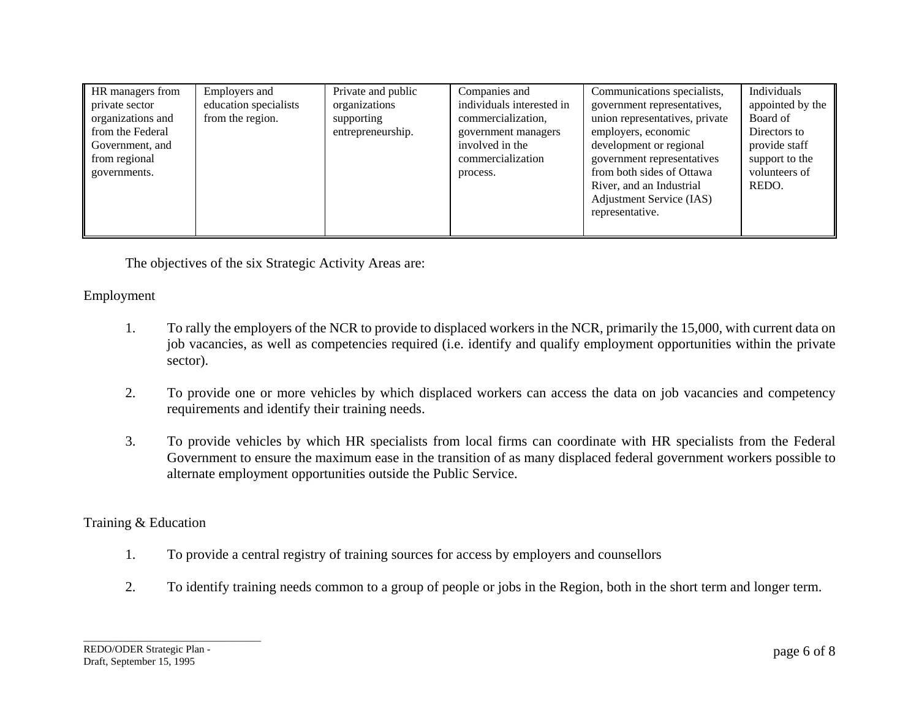| HR managers from private sector organizations and from the Federal Government, and from regional governments. | Employers and education specialists from the region. | Private and public organizations supporting entrepreneurship. | Companies and individuals interested in commercialization, government managers involved in the commercialization process. | Communications specialists, government representatives, union representatives, private employers, economic development or regional government representatives from both sides of Ottawa River, and an Industrial Adjustment Service (IAS) representative. | Individuals appointed by the Board of Directors to provide staff support to the volunteers of REDO. |
|---|---|---|---|---|---|

The objectives of the six Strategic Activity Areas are:

Employment

1. To rally the employers of the NCR to provide to displaced workers in the NCR, primarily the 15,000, with current data on job vacancies, as well as competencies required (i.e. identify and qualify employment opportunities within the private sector).

2. To provide one or more vehicles by which displaced workers can access the data on job vacancies and competency requirements and identify their training needs.

3. To provide vehicles by which HR specialists from local firms can coordinate with HR specialists from the Federal Government to ensure the maximum ease in the transition of as many displaced federal government workers possible to alternate employment opportunities outside the Public Service.

Training & Education

1. To provide a central registry of training sources for access by employers and counsellors

2. To identify training needs common to a group of people or jobs in the Region, both in the short term and longer term.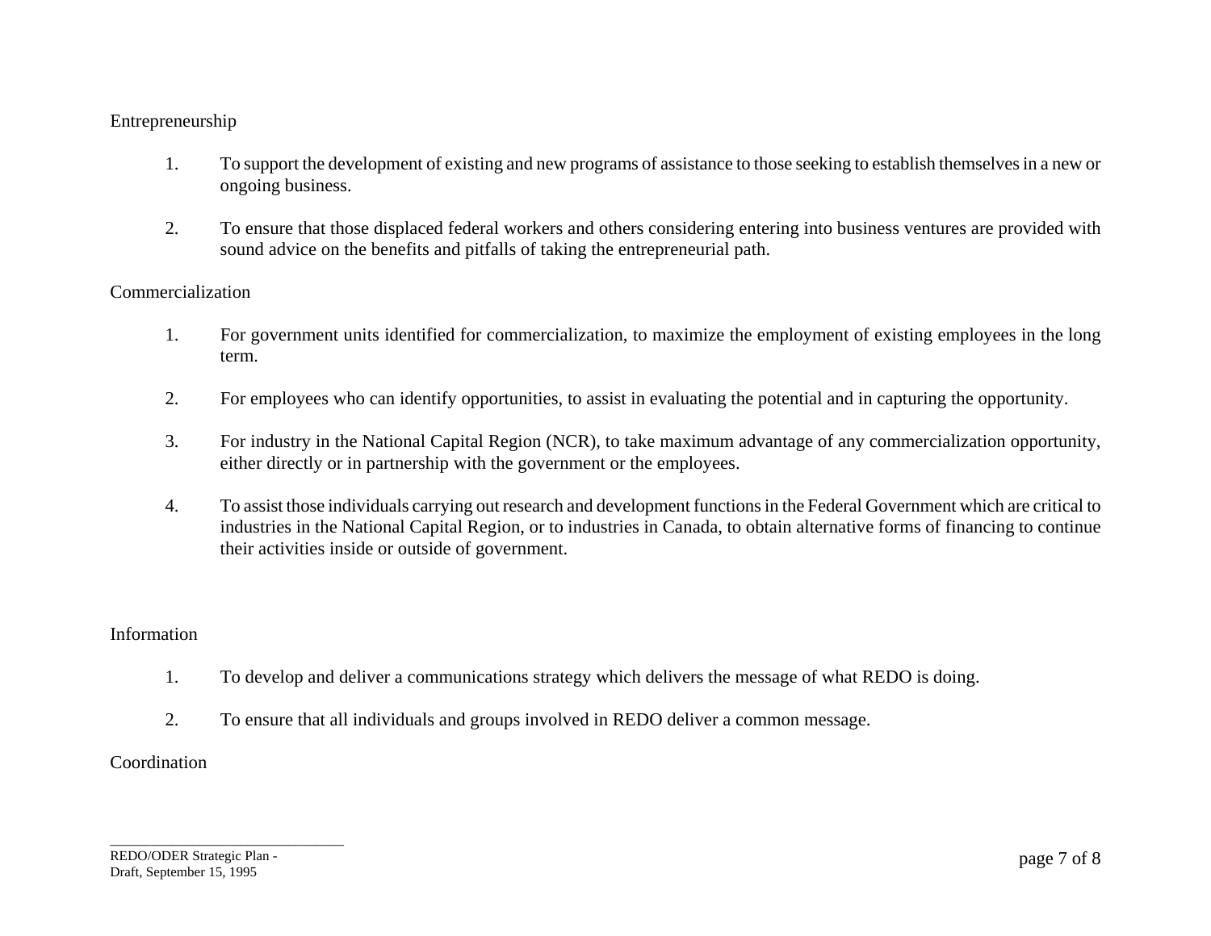Entrepreneurship

1. To support the development of existing and new programs of assistance to those seeking to establish themselves in a new or ongoing business.

2. To ensure that those displaced federal workers and others considering entering into business ventures are provided with sound advice on the benefits and pitfalls of taking the entrepreneurial path.

Commercialization

1. For government units identified for commercialization, to maximize the employment of existing employees in the long term.

2. For employees who can identify opportunities, to assist in evaluating the potential and in capturing the opportunity.

3. For industry in the National Capital Region (NCR), to take maximum advantage of any commercialization opportunity, either directly or in partnership with the government or the employees.

4. To assist those individuals carrying out research and development functions in the Federal Government which are critical to industries in the National Capital Region, or to industries in Canada, to obtain alternative forms of financing to continue their activities inside or outside of government.

Information

1. To develop and deliver a communications strategy which delivers the message of what REDO is doing.

2. To ensure that all individuals and groups involved in REDO deliver a common message.

Coordination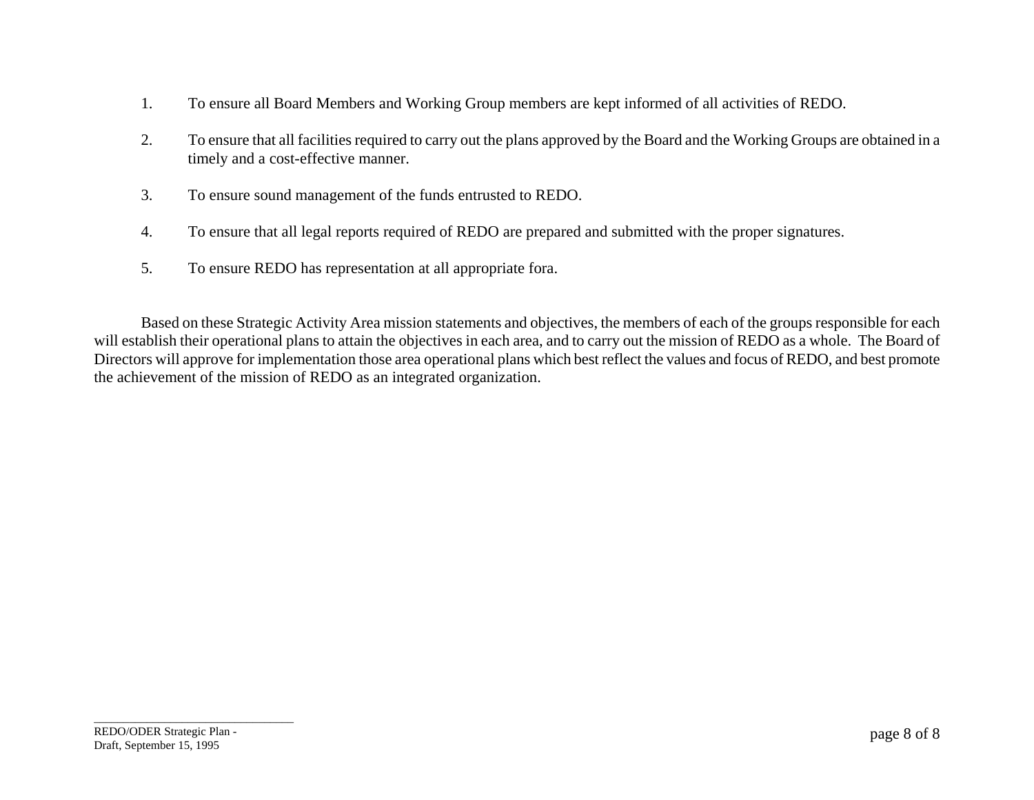1. To ensure all Board Members and Working Group members are kept informed of all activities of REDO.

2. To ensure that all facilities required to carry out the plans approved by the Board and the Working Groups are obtained in a timely and a cost-effective manner.

3. To ensure sound management of the funds entrusted to REDO.

4. To ensure that all legal reports required of REDO are prepared and submitted with the proper signatures.

5. To ensure REDO has representation at all appropriate fora.

Based on these Strategic Activity Area mission statements and objectives, the members of each of the groups responsible for each will establish their operational plans to attain the objectives in each area, and to carry out the mission of REDO as a whole. The Board of Directors will approve for implementation those area operational plans which best reflect the values and focus of REDO, and best promote the achievement of the mission of REDO as an integrated organization.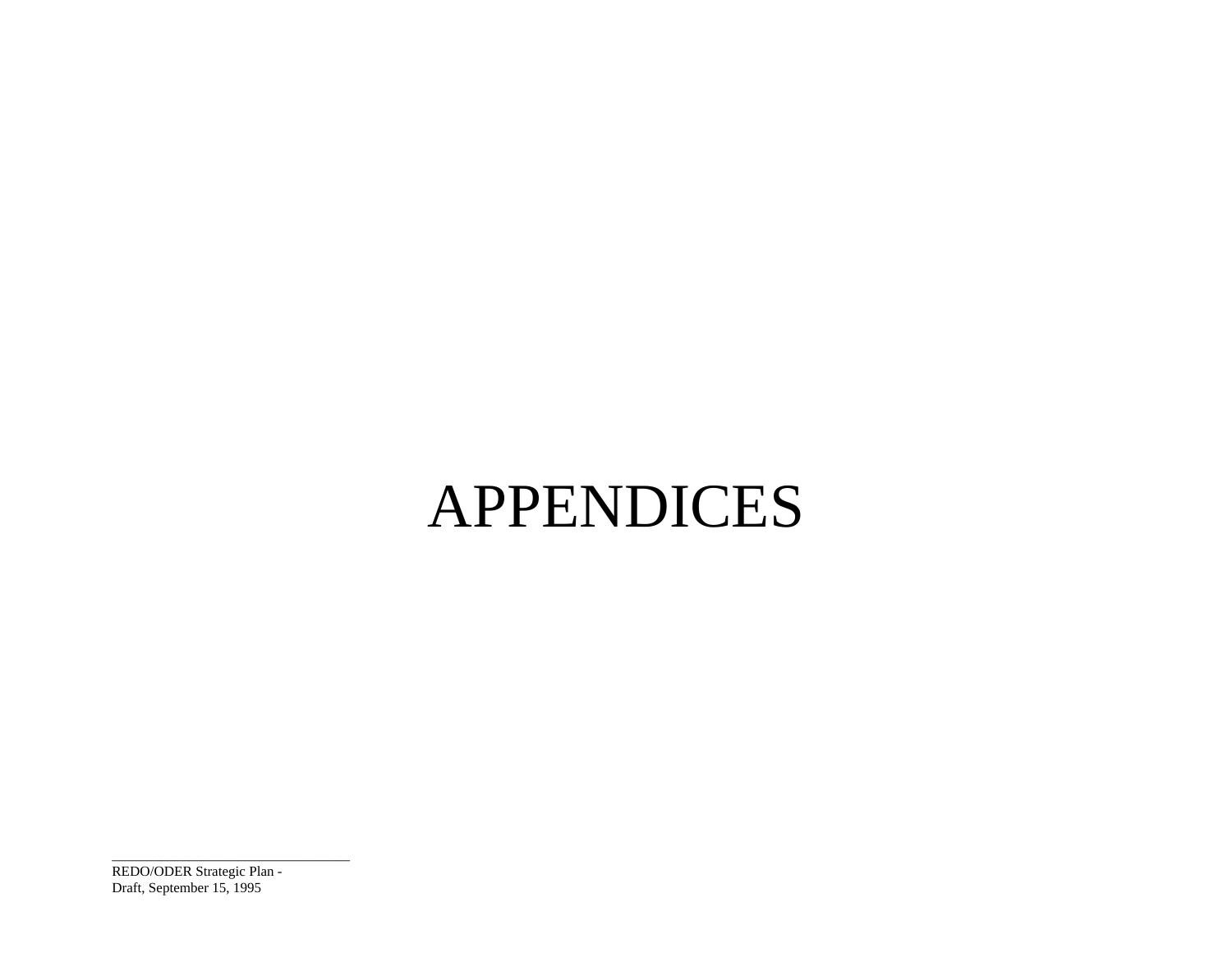# APPENDICES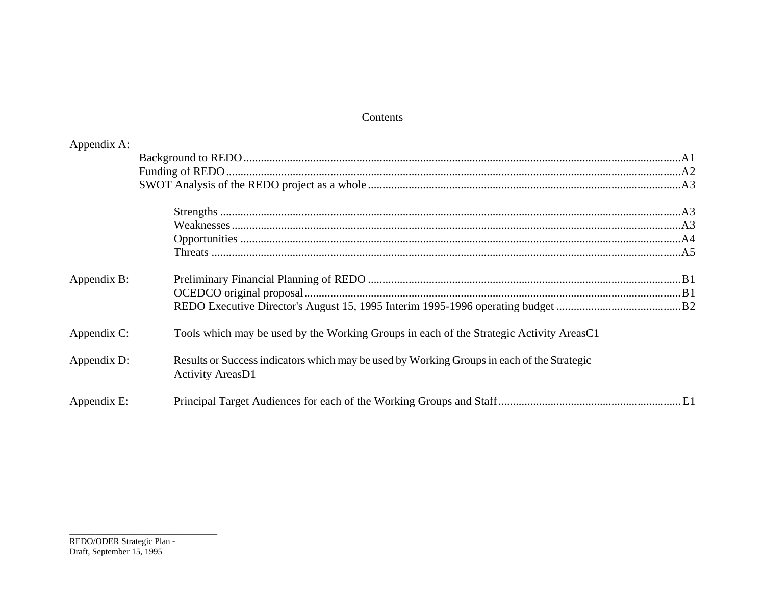# Contents

Appendix A:

- Background to REDO .......... A1
- Funding of REDO .......... A2
- SWOT Analysis of the REDO project as a whole .......... A3
  - Strengths .......... A3
  - Weaknesses .......... A3
  - Opportunities .......... A4
  - Threats .......... A5

Appendix B:

- Preliminary Financial Planning of REDO .......... B1
- OCEDCO original proposal .......... B1
- REDO Executive Director's August 15, 1995 Interim 1995-1996 operating budget .......... B2

Appendix C: Tools which may be used by the Working Groups in each of the Strategic Activity AreasC1

Appendix D: Results or Success indicators which may be used by Working Groups in each of the Strategic Activity AreasD1

Appendix E: Principal Target Audiences for each of the Working Groups and Staff .......... E1

REDO/ODER Strategic Plan - Draft, September 15, 1995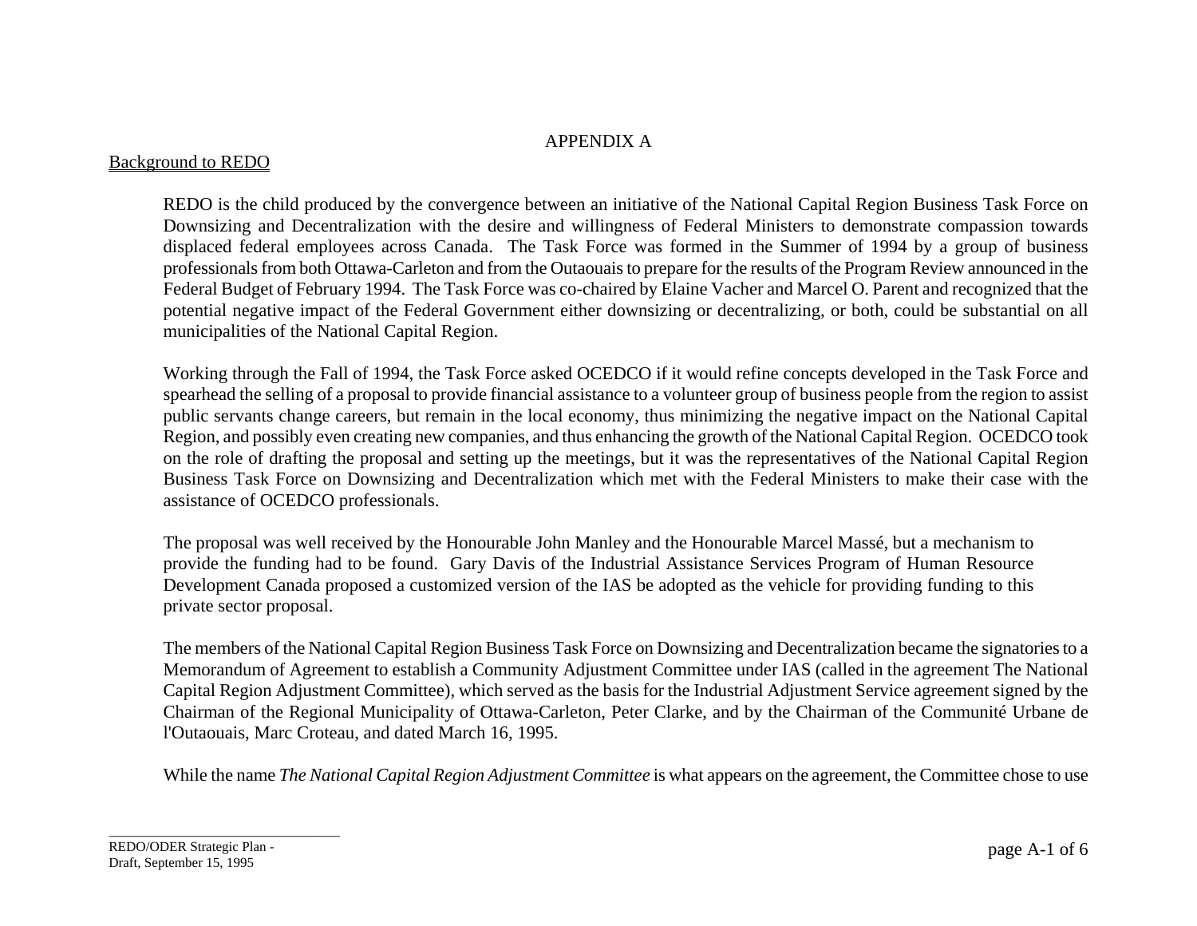# APPENDIX A

## Background to REDO

REDO is the child produced by the convergence between an initiative of the National Capital Region Business Task Force on Downsizing and Decentralization with the desire and willingness of Federal Ministers to demonstrate compassion towards displaced federal employees across Canada. The Task Force was formed in the Summer of 1994 by a group of business professionals from both Ottawa-Carleton and from the Outaouais to prepare for the results of the Program Review announced in the Federal Budget of February 1994. The Task Force was co-chaired by Elaine Vacher and Marcel O. Parent and recognized that the potential negative impact of the Federal Government either downsizing or decentralizing, or both, could be substantial on all municipalities of the National Capital Region.

Working through the Fall of 1994, the Task Force asked OCEDCO if it would refine concepts developed in the Task Force and spearhead the selling of a proposal to provide financial assistance to a volunteer group of business people from the region to assist public servants change careers, but remain in the local economy, thus minimizing the negative impact on the National Capital Region, and possibly even creating new companies, and thus enhancing the growth of the National Capital Region. OCEDCO took on the role of drafting the proposal and setting up the meetings, but it was the representatives of the National Capital Region Business Task Force on Downsizing and Decentralization which met with the Federal Ministers to make their case with the assistance of OCEDCO professionals.

The proposal was well received by the Honourable John Manley and the Honourable Marcel Massé, but a mechanism to provide the funding had to be found. Gary Davis of the Industrial Assistance Services Program of Human Resource Development Canada proposed a customized version of the IAS be adopted as the vehicle for providing funding to this private sector proposal.

The members of the National Capital Region Business Task Force on Downsizing and Decentralization became the signatories to a Memorandum of Agreement to establish a Community Adjustment Committee under IAS (called in the agreement The National Capital Region Adjustment Committee), which served as the basis for the Industrial Adjustment Service agreement signed by the Chairman of the Regional Municipality of Ottawa-Carleton, Peter Clarke, and by the Chairman of the Communité Urbane de l'Outaouais, Marc Croteau, and dated March 16, 1995.

While the name *The National Capital Region Adjustment Committee* is what appears on the agreement, the Committee chose to use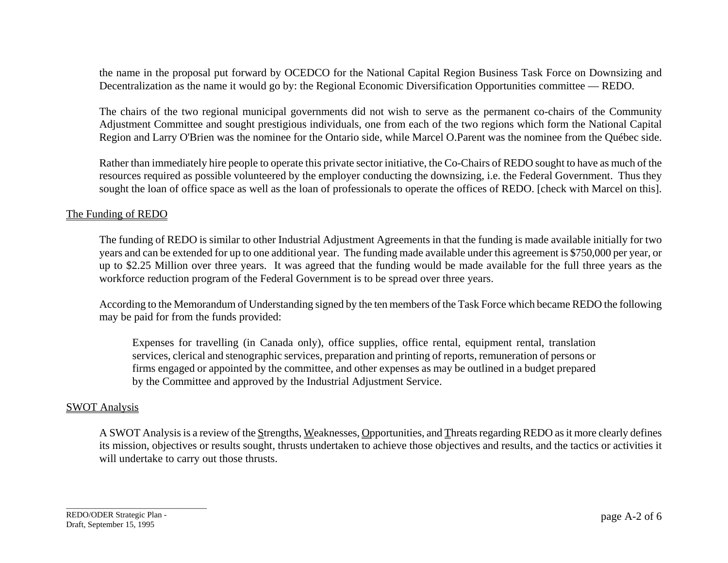the name in the proposal put forward by OCEDCO for the National Capital Region Business Task Force on Downsizing and Decentralization as the name it would go by: the Regional Economic Diversification Opportunities committee — REDO.

The chairs of the two regional municipal governments did not wish to serve as the permanent co-chairs of the Community Adjustment Committee and sought prestigious individuals, one from each of the two regions which form the National Capital Region and Larry O'Brien was the nominee for the Ontario side, while Marcel O.Parent was the nominee from the Québec side.

Rather than immediately hire people to operate this private sector initiative, the Co-Chairs of REDO sought to have as much of the resources required as possible volunteered by the employer conducting the downsizing, i.e. the Federal Government. Thus they sought the loan of office space as well as the loan of professionals to operate the offices of REDO. [check with Marcel on this].

## The Funding of REDO

The funding of REDO is similar to other Industrial Adjustment Agreements in that the funding is made available initially for two years and can be extended for up to one additional year. The funding made available under this agreement is $750,000 per year, or up to $2.25 Million over three years. It was agreed that the funding would be made available for the full three years as the workforce reduction program of the Federal Government is to be spread over three years.

According to the Memorandum of Understanding signed by the ten members of the Task Force which became REDO the following may be paid for from the funds provided:

> Expenses for travelling (in Canada only), office supplies, office rental, equipment rental, translation services, clerical and stenographic services, preparation and printing of reports, remuneration of persons or firms engaged or appointed by the committee, and other expenses as may be outlined in a budget prepared by the Committee and approved by the Industrial Adjustment Service.

## SWOT Analysis

A SWOT Analysis is a review of the Strengths, Weaknesses, Opportunities, and Threats regarding REDO as it more clearly defines its mission, objectives or results sought, thrusts undertaken to achieve those objectives and results, and the tactics or activities it will undertake to carry out those thrusts.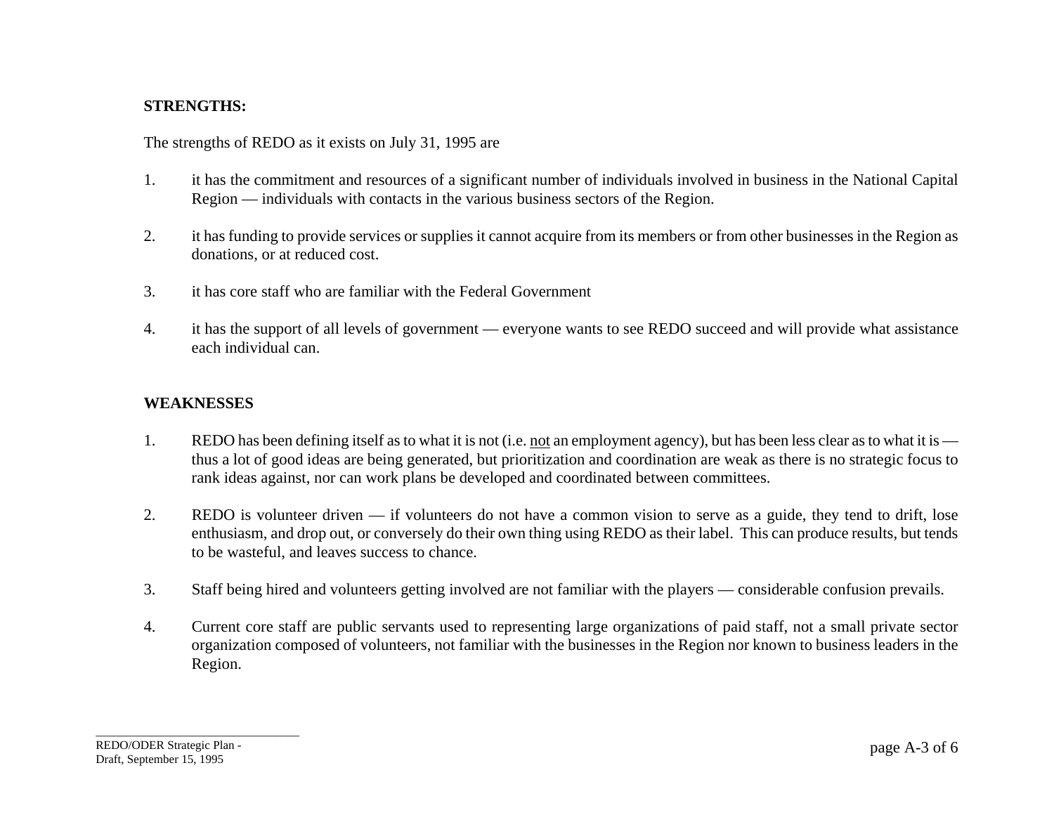**STRENGTHS:**

The strengths of REDO as it exists on July 31, 1995 are

1. it has the commitment and resources of a significant number of individuals involved in business in the National Capital Region — individuals with contacts in the various business sectors of the Region.

2. it has funding to provide services or supplies it cannot acquire from its members or from other businesses in the Region as donations, or at reduced cost.

3. it has core staff who are familiar with the Federal Government

4. it has the support of all levels of government — everyone wants to see REDO succeed and will provide what assistance each individual can.

**WEAKNESSES**

1. REDO has been defining itself as to what it is not (i.e. <u>not</u> an employment agency), but has been less clear as to what it is — thus a lot of good ideas are being generated, but prioritization and coordination are weak as there is no strategic focus to rank ideas against, nor can work plans be developed and coordinated between committees.

2. REDO is volunteer driven — if volunteers do not have a common vision to serve as a guide, they tend to drift, lose enthusiasm, and drop out, or conversely do their own thing using REDO as their label. This can produce results, but tends to be wasteful, and leaves success to chance.

3. Staff being hired and volunteers getting involved are not familiar with the players — considerable confusion prevails.

4. Current core staff are public servants used to representing large organizations of paid staff, not a small private sector organization composed of volunteers, not familiar with the businesses in the Region nor known to business leaders in the Region.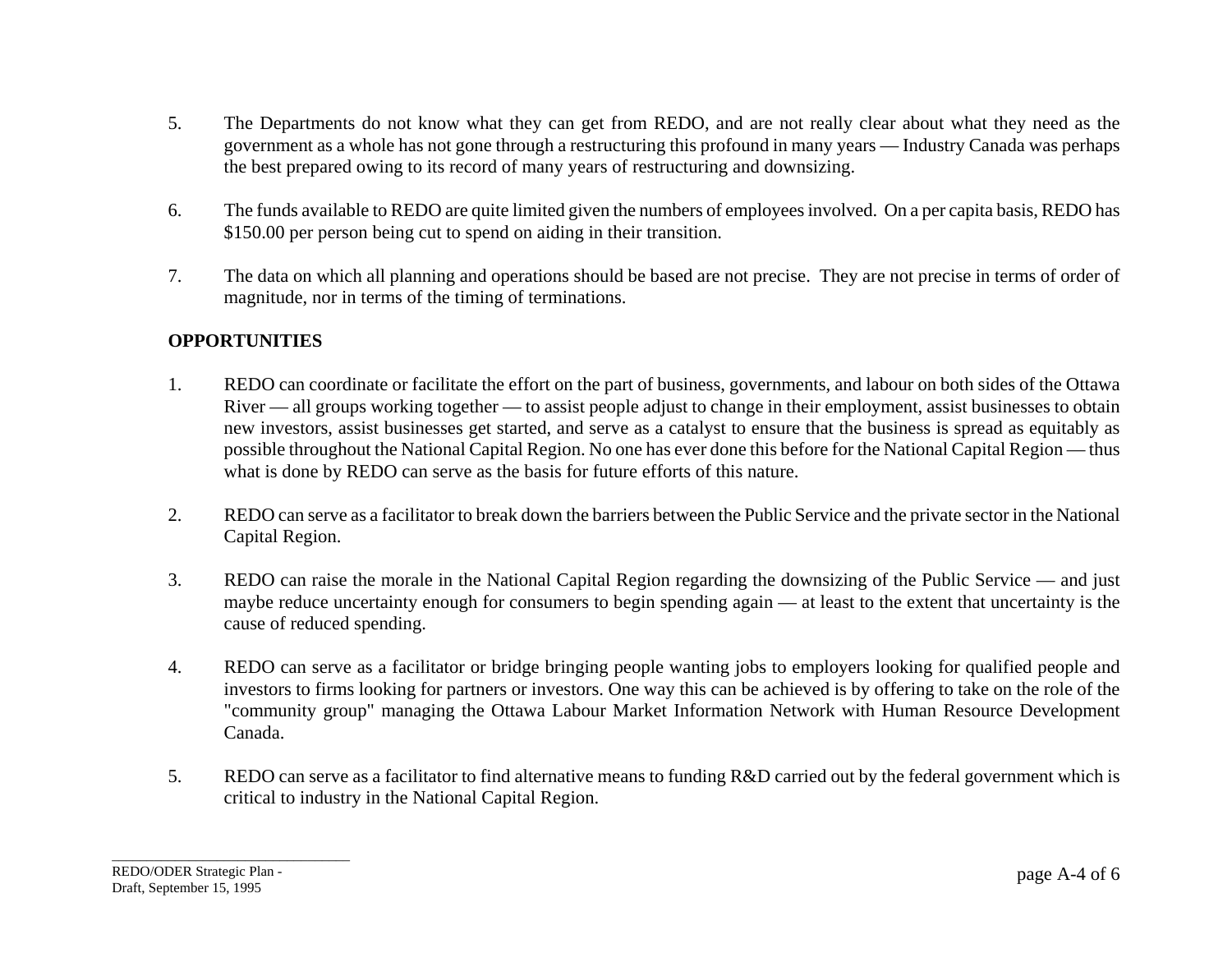5. The Departments do not know what they can get from REDO, and are not really clear about what they need as the government as a whole has not gone through a restructuring this profound in many years — Industry Canada was perhaps the best prepared owing to its record of many years of restructuring and downsizing.

6. The funds available to REDO are quite limited given the numbers of employees involved. On a per capita basis, REDO has $150.00 per person being cut to spend on aiding in their transition.

7. The data on which all planning and operations should be based are not precise. They are not precise in terms of order of magnitude, nor in terms of the timing of terminations.

**OPPORTUNITIES**

1. REDO can coordinate or facilitate the effort on the part of business, governments, and labour on both sides of the Ottawa River — all groups working together — to assist people adjust to change in their employment, assist businesses to obtain new investors, assist businesses get started, and serve as a catalyst to ensure that the business is spread as equitably as possible throughout the National Capital Region. No one has ever done this before for the National Capital Region — thus what is done by REDO can serve as the basis for future efforts of this nature.

2. REDO can serve as a facilitator to break down the barriers between the Public Service and the private sector in the National Capital Region.

3. REDO can raise the morale in the National Capital Region regarding the downsizing of the Public Service — and just maybe reduce uncertainty enough for consumers to begin spending again — at least to the extent that uncertainty is the cause of reduced spending.

4. REDO can serve as a facilitator or bridge bringing people wanting jobs to employers looking for qualified people and investors to firms looking for partners or investors. One way this can be achieved is by offering to take on the role of the "community group" managing the Ottawa Labour Market Information Network with Human Resource Development Canada.

5. REDO can serve as a facilitator to find alternative means to funding R&D carried out by the federal government which is critical to industry in the National Capital Region.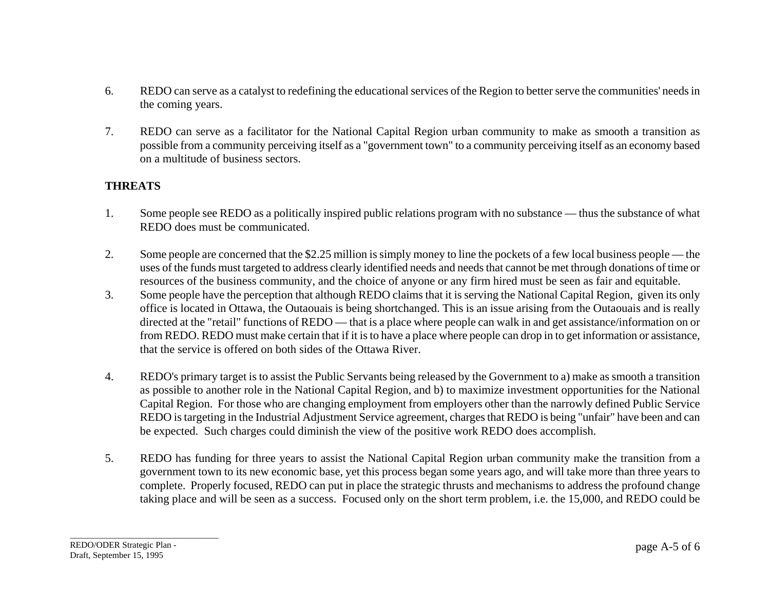6. REDO can serve as a catalyst to redefining the educational services of the Region to better serve the communities' needs in the coming years.

7. REDO can serve as a facilitator for the National Capital Region urban community to make as smooth a transition as possible from a community perceiving itself as a "government town" to a community perceiving itself as an economy based on a multitude of business sectors.

**THREATS**

1. Some people see REDO as a politically inspired public relations program with no substance — thus the substance of what REDO does must be communicated.

2. Some people are concerned that the $2.25 million is simply money to line the pockets of a few local business people — the uses of the funds must targeted to address clearly identified needs and needs that cannot be met through donations of time or resources of the business community, and the choice of anyone or any firm hired must be seen as fair and equitable.

3. Some people have the perception that although REDO claims that it is serving the National Capital Region, given its only office is located in Ottawa, the Outaouais is being shortchanged. This is an issue arising from the Outaouais and is really directed at the "retail" functions of REDO — that is a place where people can walk in and get assistance/information on or from REDO. REDO must make certain that if it is to have a place where people can drop in to get information or assistance, that the service is offered on both sides of the Ottawa River.

4. REDO's primary target is to assist the Public Servants being released by the Government to a) make as smooth a transition as possible to another role in the National Capital Region, and b) to maximize investment opportunities for the National Capital Region. For those who are changing employment from employers other than the narrowly defined Public Service REDO is targeting in the Industrial Adjustment Service agreement, charges that REDO is being "unfair" have been and can be expected. Such charges could diminish the view of the positive work REDO does accomplish.

5. REDO has funding for three years to assist the National Capital Region urban community make the transition from a government town to its new economic base, yet this process began some years ago, and will take more than three years to complete. Properly focused, REDO can put in place the strategic thrusts and mechanisms to address the profound change taking place and will be seen as a success. Focused only on the short term problem, i.e. the 15,000, and REDO could be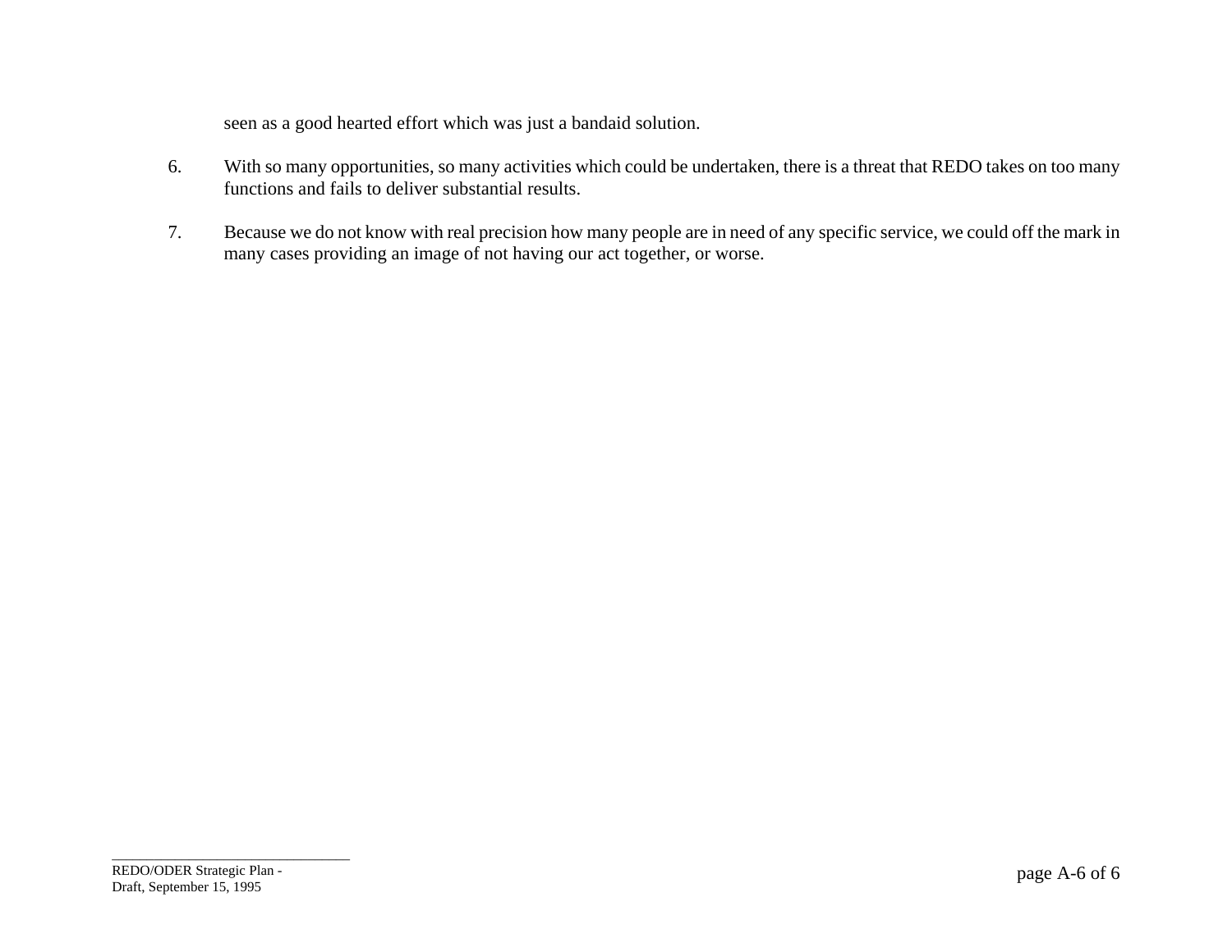seen as a good hearted effort which was just a bandaid solution.

6. With so many opportunities, so many activities which could be undertaken, there is a threat that REDO takes on too many functions and fails to deliver substantial results.

7. Because we do not know with real precision how many people are in need of any specific service, we could off the mark in many cases providing an image of not having our act together, or worse.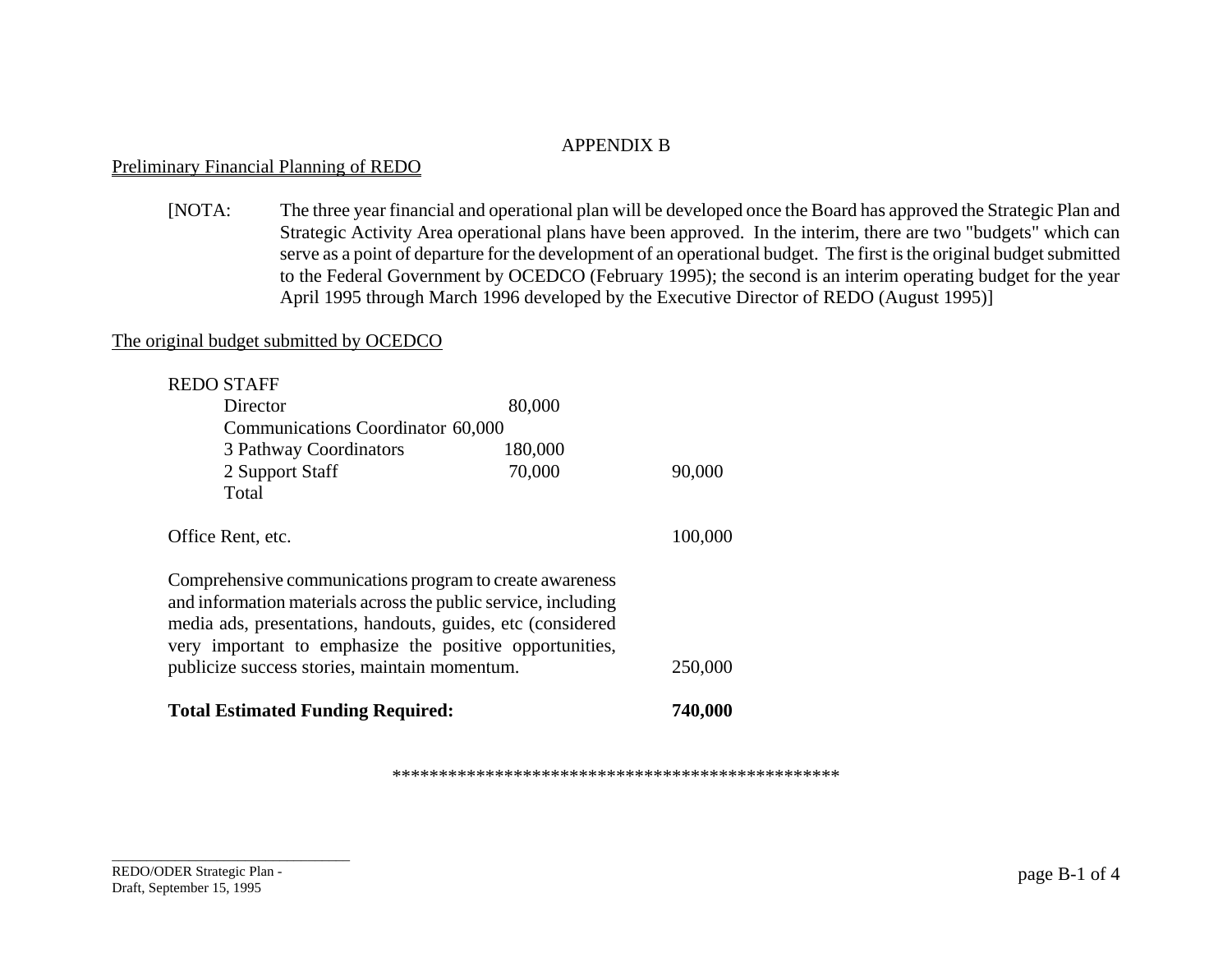APPENDIX B

Preliminary Financial Planning of REDO

[NOTA: The three year financial and operational plan will be developed once the Board has approved the Strategic Plan and Strategic Activity Area operational plans have been approved. In the interim, there are two "budgets" which can serve as a point of departure for the development of an operational budget. The first is the original budget submitted to the Federal Government by OCEDCO (February 1995); the second is an interim operating budget for the year April 1995 through March 1996 developed by the Executive Director of REDO (August 1995)]

The original budget submitted by OCEDCO

| REDO STAFF | | |
|---|---|---|
| Director | 80,000 | |
| Communications Coordinator | 60,000 | |
| 3 Pathway Coordinators | 180,000 | |
| 2 Support Staff | 70,000 | 90,000 |
| Total | | |
| | | |
| Office Rent, etc. | | 100,000 |
| | | |
| Comprehensive communications program to create awareness and information materials across the public service, including media ads, presentations, handouts, guides, etc (considered very important to emphasize the positive opportunities, publicize success stories, maintain momentum. | | 250,000 |
| | | |
| **Total Estimated Funding Required:** | | **740,000** |

\*\*\*\*\*\*\*\*\*\*\*\*\*\*\*\*\*\*\*\*\*\*\*\*\*\*\*\*\*\*\*\*\*\*\*\*\*\*\*\*\*\*\*\*\*\*\*\*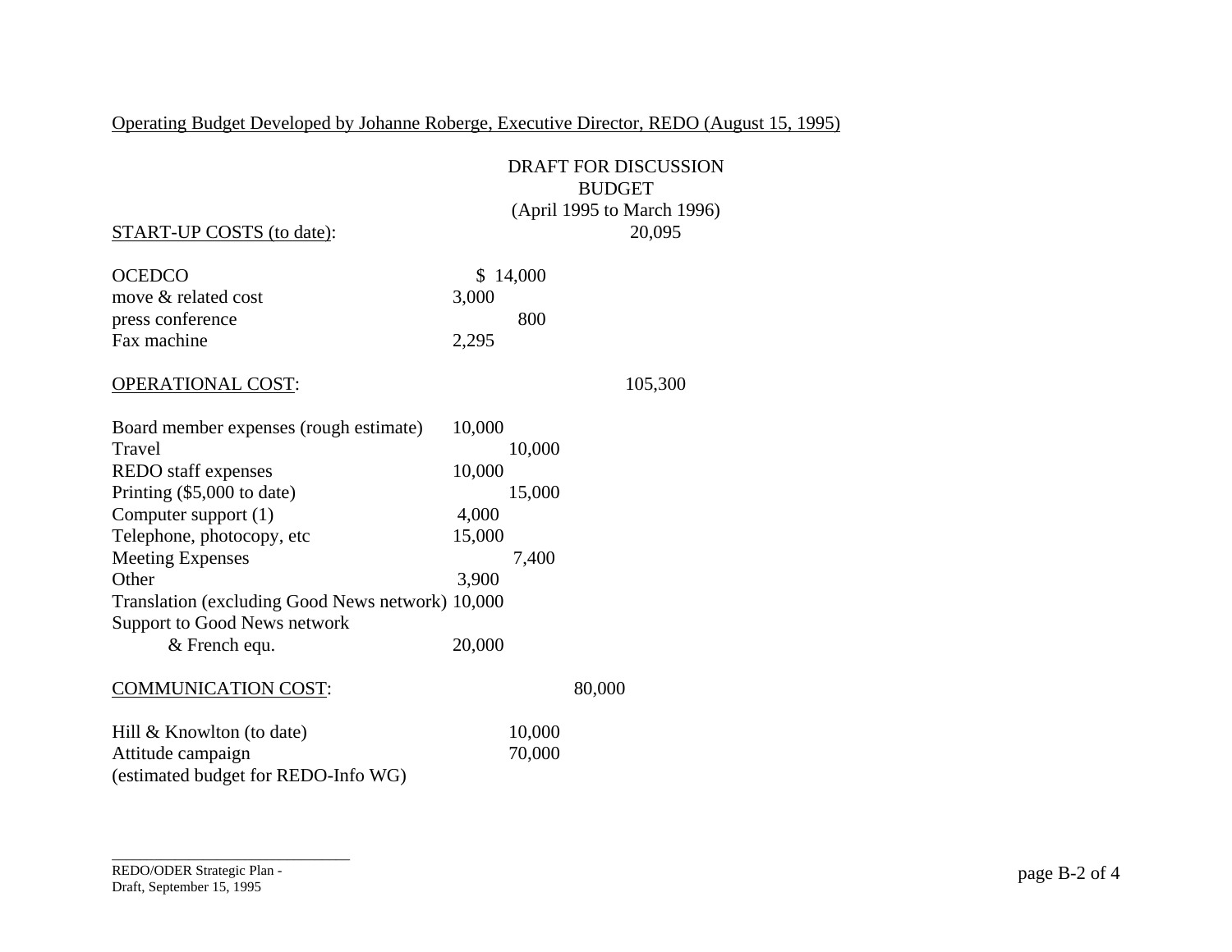Operating Budget Developed by Johanne Roberge, Executive Director, REDO (August 15, 1995)

DRAFT FOR DISCUSSION
BUDGET
(April 1995 to March 1996)

| | | | |
|---|---|---|---|
| START-UP COSTS (to date): | | | 20,095 |
| OCEDCO | | $ 14,000 | |
| move & related cost | 3,000 | | |
| press conference | | 800 | |
| Fax machine | 2,295 | | |
| OPERATIONAL COST: | | | 105,300 |
| Board member expenses (rough estimate) | 10,000 | | |
| Travel | | 10,000 | |
| REDO staff expenses | 10,000 | | |
| Printing ($5,000 to date) | | 15,000 | |
| Computer support (1) | 4,000 | | |
| Telephone, photocopy, etc | 15,000 | | |
| Meeting Expenses | | 7,400 | |
| Other | 3,900 | | |
| Translation (excluding Good News network) | 10,000 | | |
| Support to Good News network & French equ. | 20,000 | | |
| COMMUNICATION COST: | | | 80,000 |
| Hill & Knowlton (to date) | | 10,000 | |
| Attitude campaign (estimated budget for REDO-Info WG) | | 70,000 | |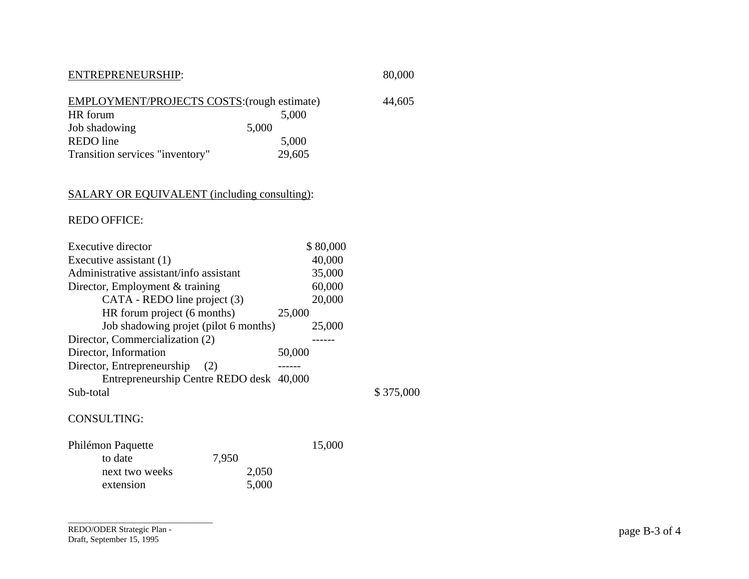<u>ENTREPRENEURSHIP</u>: 80,000

<u>EMPLOYMENT/PROJECTS COSTS</u>:(rough estimate) 44,605

| | | | |
|---|---|---|---|
| HR forum | | 5,000 | |
| Job shadowing | 5,000 | | |
| REDO line | | 5,000 | |
| Transition services "inventory" | | 29,605 | |

<u>SALARY OR EQUIVALENT (including consulting)</u>:

REDO OFFICE:

| | | | |
|---|---|---|---|
| Executive director | | $ 80,000 | |
| Executive assistant (1) | | 40,000 | |
| Administrative assistant/info assistant | | 35,000 | |
| Director, Employment & training | | 60,000 | |
| CATA - REDO line project (3) | | 20,000 | |
| HR forum project (6 months) | 25,000 | | |
| Job shadowing projet (pilot 6 months) | | 25,000 | |
| Director, Commercialization (2) | | ------ | |
| Director, Information | 50,000 | | |
| Director, Entrepreneurship (2) | ------ | | |
| Entrepreneurship Centre REDO desk | 40,000 | | |
| Sub-total | | | $ 375,000 |

CONSULTING:

| | | | |
|---|---|---|---|
| Philémon Paquette | | | 15,000 |
| to date | 7,950 | | |
| next two weeks | | 2,050 | |
| extension | | 5,000 | |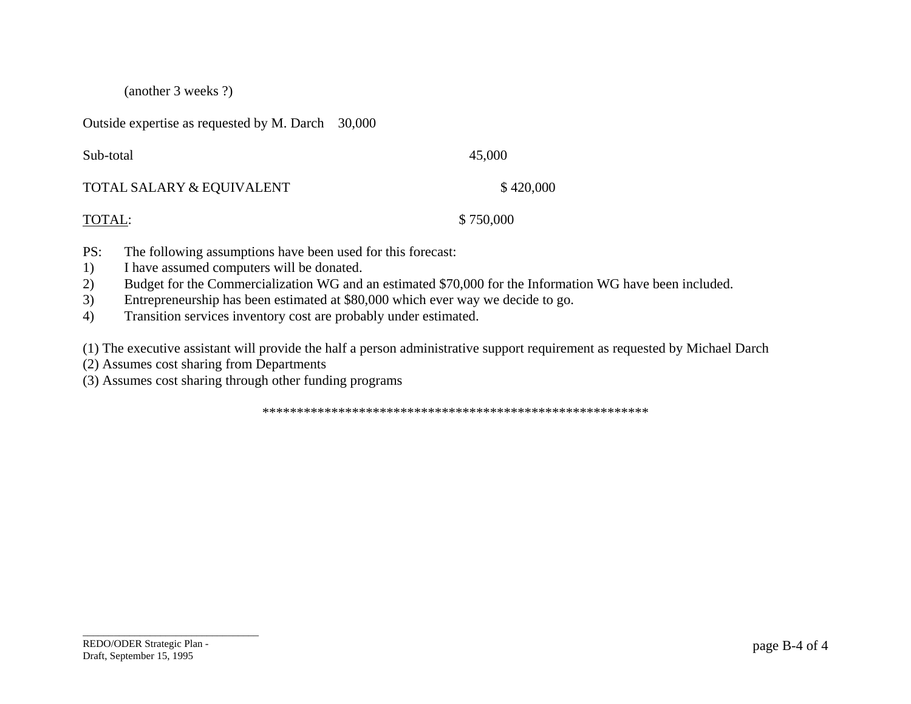(another 3 weeks ?)

Outside expertise as requested by M. Darch    30,000

| | |
|---|---|
| Sub-total | 45,000 |
| TOTAL SALARY & EQUIVALENT | $ 420,000 |
| TOTAL: | $ 750,000 |

PS: The following assumptions have been used for this forecast:

1) I have assumed computers will be donated.
2) Budget for the Commercialization WG and an estimated $70,000 for the Information WG have been included.
3) Entrepreneurship has been estimated at $80,000 which ever way we decide to go.
4) Transition services inventory cost are probably under estimated.

(1) The executive assistant will provide the half a person administrative support requirement as requested by Michael Darch
(2) Assumes cost sharing from Departments
(3) Assumes cost sharing through other funding programs

*******************************************************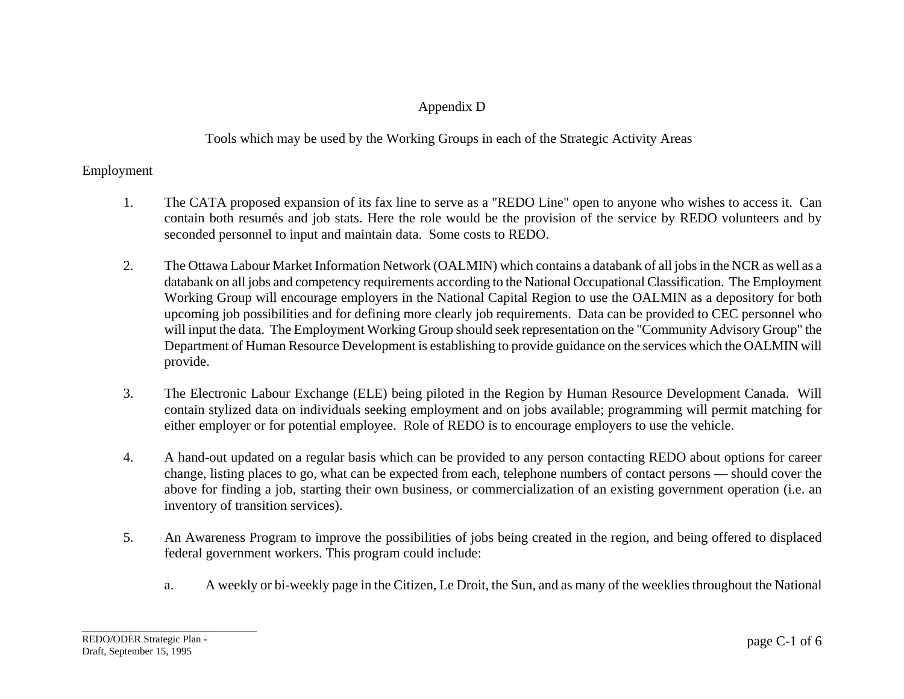# Appendix D

## Tools which may be used by the Working Groups in each of the Strategic Activity Areas

### Employment

1. The CATA proposed expansion of its fax line to serve as a "REDO Line" open to anyone who wishes to access it. Can contain both resumés and job stats. Here the role would be the provision of the service by REDO volunteers and by seconded personnel to input and maintain data. Some costs to REDO.

2. The Ottawa Labour Market Information Network (OALMIN) which contains a databank of all jobs in the NCR as well as a databank on all jobs and competency requirements according to the National Occupational Classification. The Employment Working Group will encourage employers in the National Capital Region to use the OALMIN as a depository for both upcoming job possibilities and for defining more clearly job requirements. Data can be provided to CEC personnel who will input the data. The Employment Working Group should seek representation on the "Community Advisory Group" the Department of Human Resource Development is establishing to provide guidance on the services which the OALMIN will provide.

3. The Electronic Labour Exchange (ELE) being piloted in the Region by Human Resource Development Canada. Will contain stylized data on individuals seeking employment and on jobs available; programming will permit matching for either employer or for potential employee. Role of REDO is to encourage employers to use the vehicle.

4. A hand-out updated on a regular basis which can be provided to any person contacting REDO about options for career change, listing places to go, what can be expected from each, telephone numbers of contact persons — should cover the above for finding a job, starting their own business, or commercialization of an existing government operation (i.e. an inventory of transition services).

5. An Awareness Program to improve the possibilities of jobs being created in the region, and being offered to displaced federal government workers. This program could include:

   a. A weekly or bi-weekly page in the Citizen, Le Droit, the Sun, and as many of the weeklies throughout the National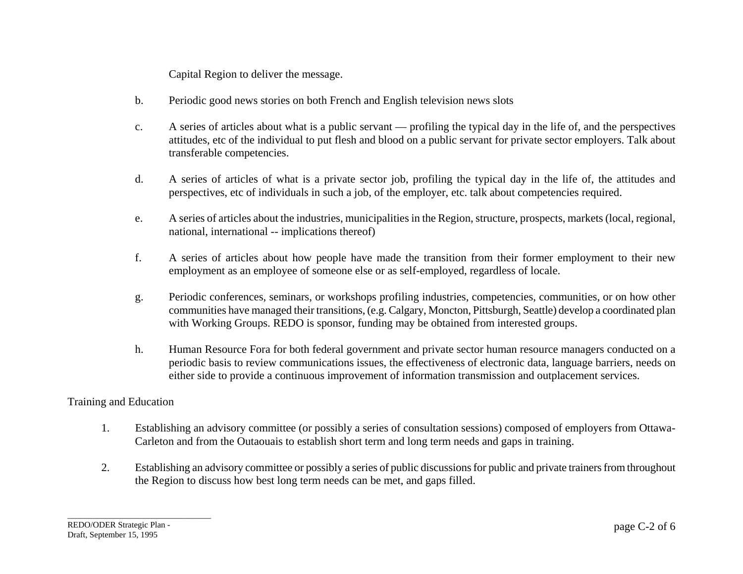Capital Region to deliver the message.

b. Periodic good news stories on both French and English television news slots

c. A series of articles about what is a public servant — profiling the typical day in the life of, and the perspectives attitudes, etc of the individual to put flesh and blood on a public servant for private sector employers. Talk about transferable competencies.

d. A series of articles of what is a private sector job, profiling the typical day in the life of, the attitudes and perspectives, etc of individuals in such a job, of the employer, etc. talk about competencies required.

e. A series of articles about the industries, municipalities in the Region, structure, prospects, markets (local, regional, national, international -- implications thereof)

f. A series of articles about how people have made the transition from their former employment to their new employment as an employee of someone else or as self-employed, regardless of locale.

g. Periodic conferences, seminars, or workshops profiling industries, competencies, communities, or on how other communities have managed their transitions, (e.g. Calgary, Moncton, Pittsburgh, Seattle) develop a coordinated plan with Working Groups. REDO is sponsor, funding may be obtained from interested groups.

h. Human Resource Fora for both federal government and private sector human resource managers conducted on a periodic basis to review communications issues, the effectiveness of electronic data, language barriers, needs on either side to provide a continuous improvement of information transmission and outplacement services.

Training and Education

1. Establishing an advisory committee (or possibly a series of consultation sessions) composed of employers from Ottawa-Carleton and from the Outaouais to establish short term and long term needs and gaps in training.

2. Establishing an advisory committee or possibly a series of public discussions for public and private trainers from throughout the Region to discuss how best long term needs can be met, and gaps filled.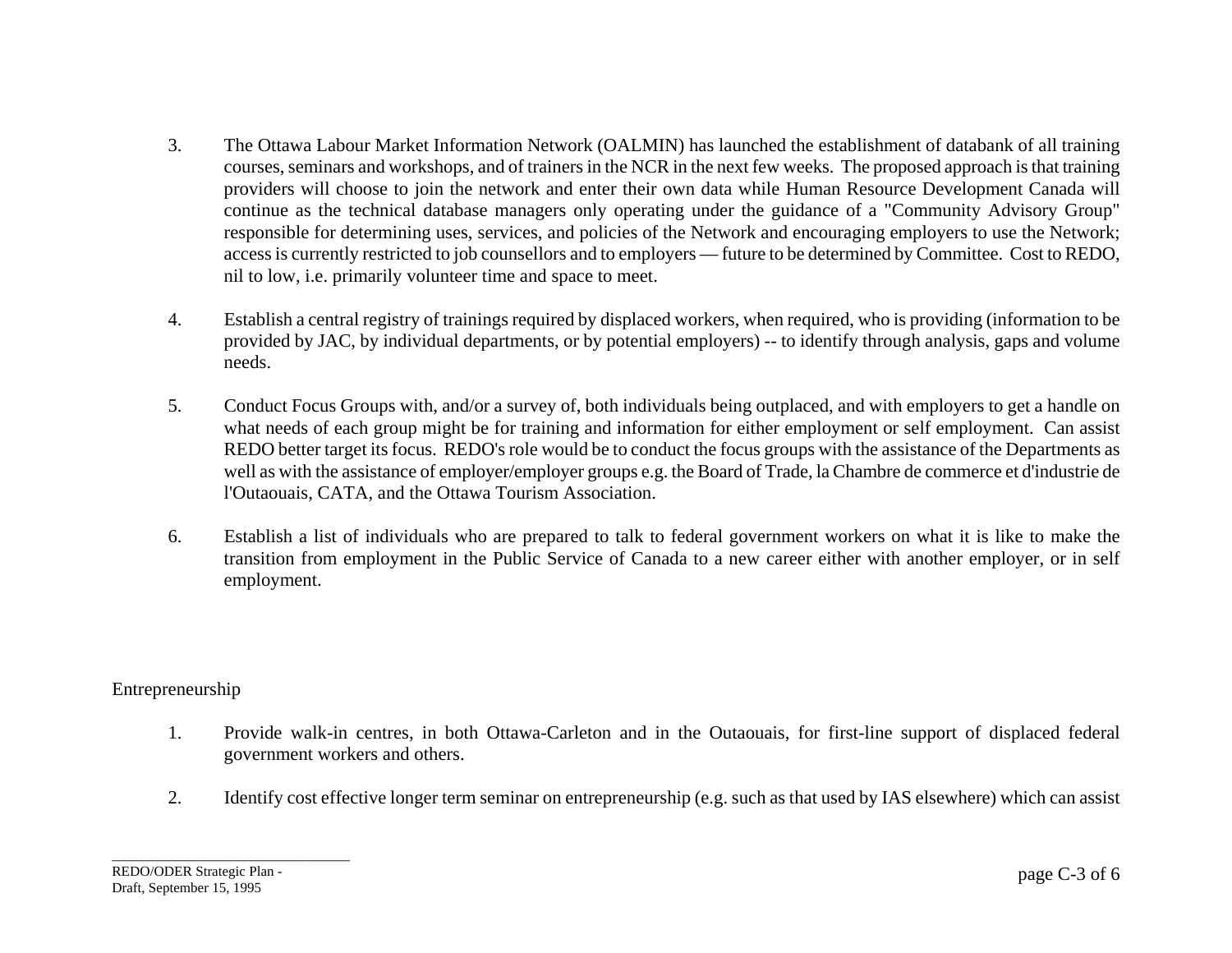3. The Ottawa Labour Market Information Network (OALMIN) has launched the establishment of databank of all training courses, seminars and workshops, and of trainers in the NCR in the next few weeks. The proposed approach is that training providers will choose to join the network and enter their own data while Human Resource Development Canada will continue as the technical database managers only operating under the guidance of a "Community Advisory Group" responsible for determining uses, services, and policies of the Network and encouraging employers to use the Network; access is currently restricted to job counsellors and to employers — future to be determined by Committee. Cost to REDO, nil to low, i.e. primarily volunteer time and space to meet.

4. Establish a central registry of trainings required by displaced workers, when required, who is providing (information to be provided by JAC, by individual departments, or by potential employers) -- to identify through analysis, gaps and volume needs.

5. Conduct Focus Groups with, and/or a survey of, both individuals being outplaced, and with employers to get a handle on what needs of each group might be for training and information for either employment or self employment. Can assist REDO better target its focus. REDO's role would be to conduct the focus groups with the assistance of the Departments as well as with the assistance of employer/employer groups e.g. the Board of Trade, la Chambre de commerce et d'industrie de l'Outaouais, CATA, and the Ottawa Tourism Association.

6. Establish a list of individuals who are prepared to talk to federal government workers on what it is like to make the transition from employment in the Public Service of Canada to a new career either with another employer, or in self employment.

Entrepreneurship

1. Provide walk-in centres, in both Ottawa-Carleton and in the Outaouais, for first-line support of displaced federal government workers and others.

2. Identify cost effective longer term seminar on entrepreneurship (e.g. such as that used by IAS elsewhere) which can assist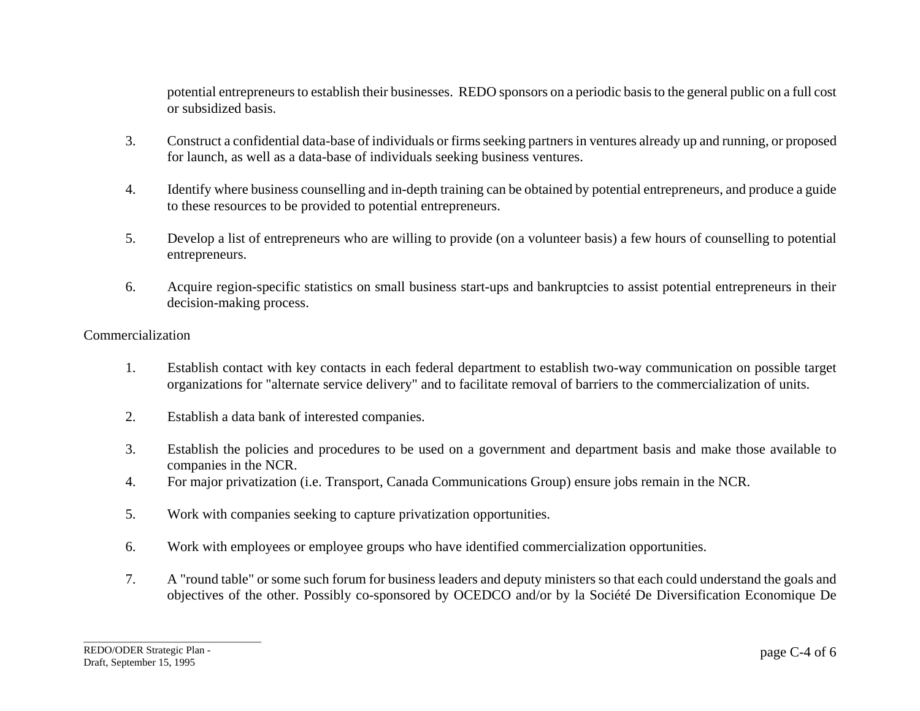potential entrepreneurs to establish their businesses. REDO sponsors on a periodic basis to the general public on a full cost or subsidized basis.

3. Construct a confidential data-base of individuals or firms seeking partners in ventures already up and running, or proposed for launch, as well as a data-base of individuals seeking business ventures.

4. Identify where business counselling and in-depth training can be obtained by potential entrepreneurs, and produce a guide to these resources to be provided to potential entrepreneurs.

5. Develop a list of entrepreneurs who are willing to provide (on a volunteer basis) a few hours of counselling to potential entrepreneurs.

6. Acquire region-specific statistics on small business start-ups and bankruptcies to assist potential entrepreneurs in their decision-making process.

Commercialization

1. Establish contact with key contacts in each federal department to establish two-way communication on possible target organizations for "alternate service delivery" and to facilitate removal of barriers to the commercialization of units.

2. Establish a data bank of interested companies.

3. Establish the policies and procedures to be used on a government and department basis and make those available to companies in the NCR.
4. For major privatization (i.e. Transport, Canada Communications Group) ensure jobs remain in the NCR.

5. Work with companies seeking to capture privatization opportunities.

6. Work with employees or employee groups who have identified commercialization opportunities.

7. A "round table" or some such forum for business leaders and deputy ministers so that each could understand the goals and objectives of the other. Possibly co-sponsored by OCEDCO and/or by la Société De Diversification Economique De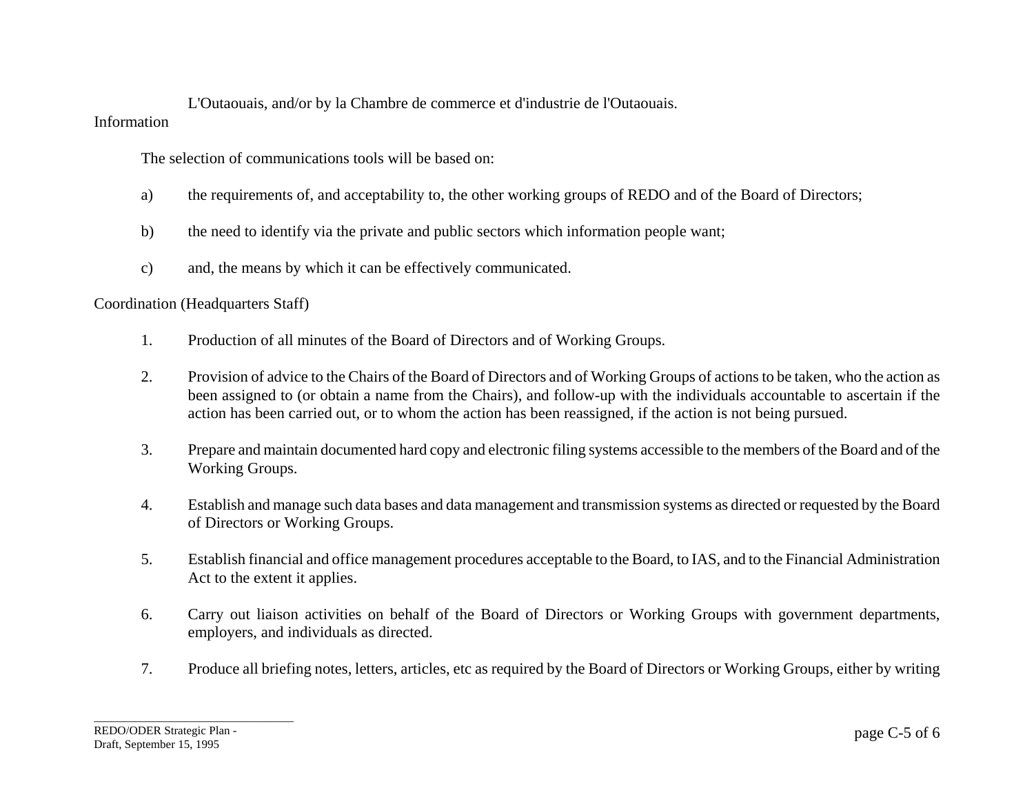L'Outaouais, and/or by la Chambre de commerce et d'industrie de l'Outaouais.

Information

The selection of communications tools will be based on:

a) the requirements of, and acceptability to, the other working groups of REDO and of the Board of Directors;

b) the need to identify via the private and public sectors which information people want;

c) and, the means by which it can be effectively communicated.

Coordination (Headquarters Staff)

1. Production of all minutes of the Board of Directors and of Working Groups.

2. Provision of advice to the Chairs of the Board of Directors and of Working Groups of actions to be taken, who the action as been assigned to (or obtain a name from the Chairs), and follow-up with the individuals accountable to ascertain if the action has been carried out, or to whom the action has been reassigned, if the action is not being pursued.

3. Prepare and maintain documented hard copy and electronic filing systems accessible to the members of the Board and of the Working Groups.

4. Establish and manage such data bases and data management and transmission systems as directed or requested by the Board of Directors or Working Groups.

5. Establish financial and office management procedures acceptable to the Board, to IAS, and to the Financial Administration Act to the extent it applies.

6. Carry out liaison activities on behalf of the Board of Directors or Working Groups with government departments, employers, and individuals as directed.

7. Produce all briefing notes, letters, articles, etc as required by the Board of Directors or Working Groups, either by writing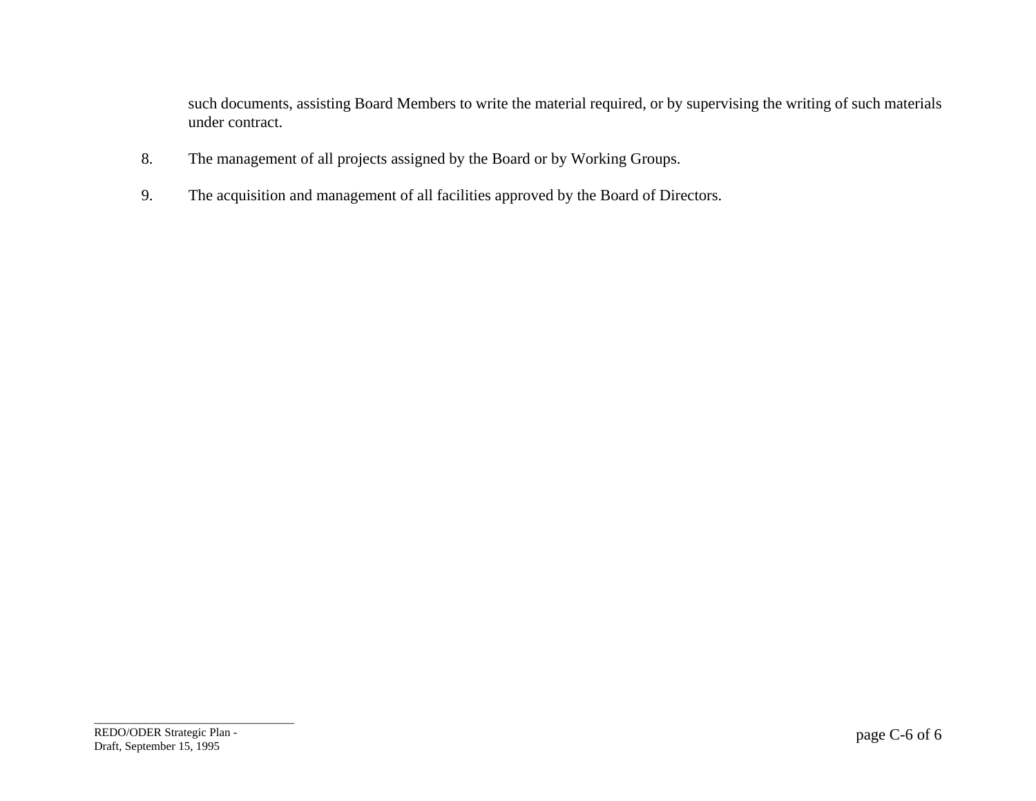such documents, assisting Board Members to write the material required, or by supervising the writing of such materials under contract.

8. The management of all projects assigned by the Board or by Working Groups.

9. The acquisition and management of all facilities approved by the Board of Directors.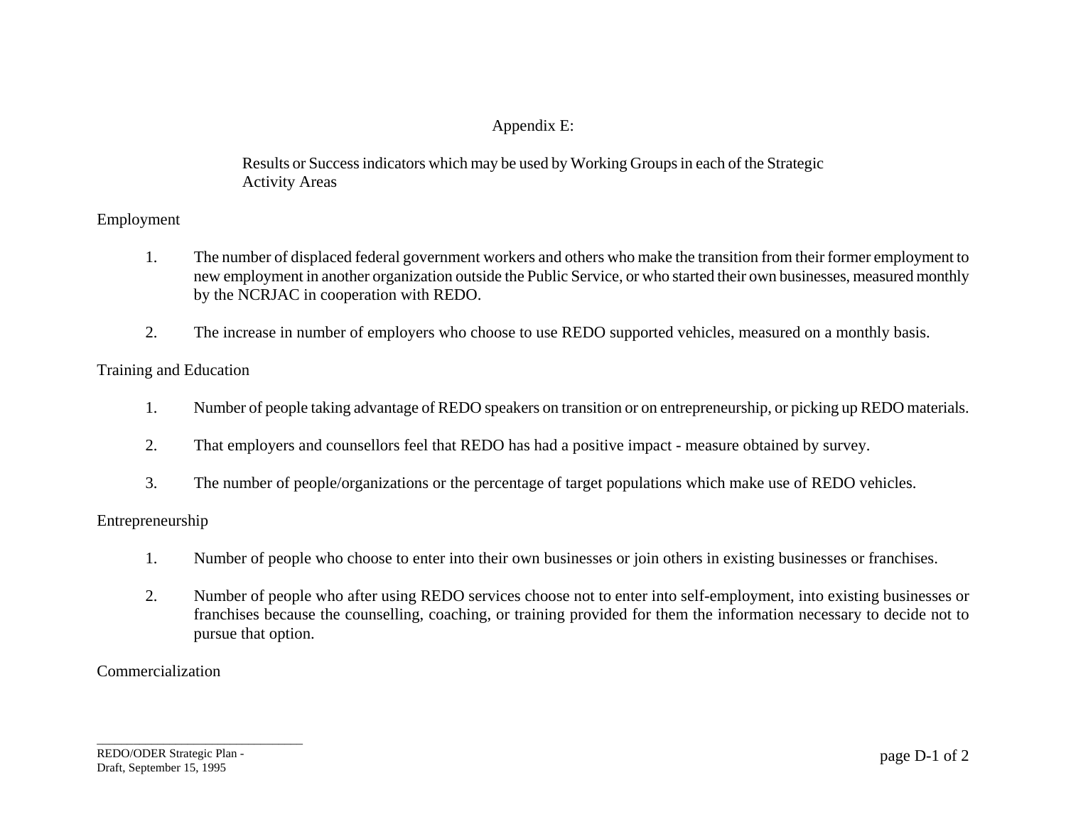# Appendix E:

## Results or Success indicators which may be used by Working Groups in each of the Strategic Activity Areas

### Employment

1. The number of displaced federal government workers and others who make the transition from their former employment to new employment in another organization outside the Public Service, or who started their own businesses, measured monthly by the NCRJAC in cooperation with REDO.

2. The increase in number of employers who choose to use REDO supported vehicles, measured on a monthly basis.

### Training and Education

1. Number of people taking advantage of REDO speakers on transition or on entrepreneurship, or picking up REDO materials.

2. That employers and counsellors feel that REDO has had a positive impact - measure obtained by survey.

3. The number of people/organizations or the percentage of target populations which make use of REDO vehicles.

### Entrepreneurship

1. Number of people who choose to enter into their own businesses or join others in existing businesses or franchises.

2. Number of people who after using REDO services choose not to enter into self-employment, into existing businesses or franchises because the counselling, coaching, or training provided for them the information necessary to decide not to pursue that option.

### Commercialization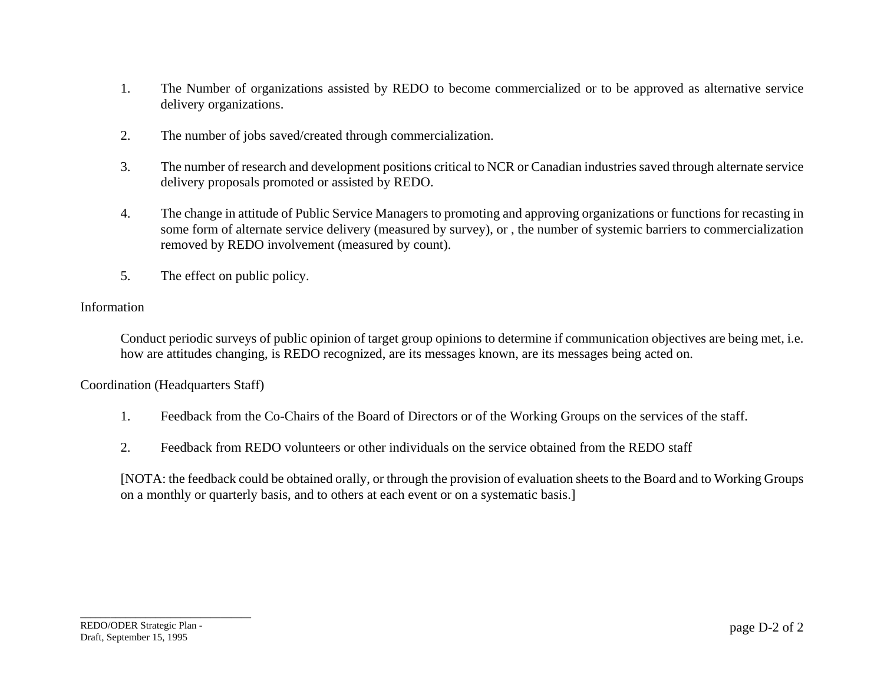1. The Number of organizations assisted by REDO to become commercialized or to be approved as alternative service delivery organizations.

2. The number of jobs saved/created through commercialization.

3. The number of research and development positions critical to NCR or Canadian industries saved through alternate service delivery proposals promoted or assisted by REDO.

4. The change in attitude of Public Service Managers to promoting and approving organizations or functions for recasting in some form of alternate service delivery (measured by survey), or , the number of systemic barriers to commercialization removed by REDO involvement (measured by count).

5. The effect on public policy.

Information

Conduct periodic surveys of public opinion of target group opinions to determine if communication objectives are being met, i.e. how are attitudes changing, is REDO recognized, are its messages known, are its messages being acted on.

Coordination (Headquarters Staff)

1. Feedback from the Co-Chairs of the Board of Directors or of the Working Groups on the services of the staff.

2. Feedback from REDO volunteers or other individuals on the service obtained from the REDO staff

[NOTA: the feedback could be obtained orally, or through the provision of evaluation sheets to the Board and to Working Groups on a monthly or quarterly basis, and to others at each event or on a systematic basis.]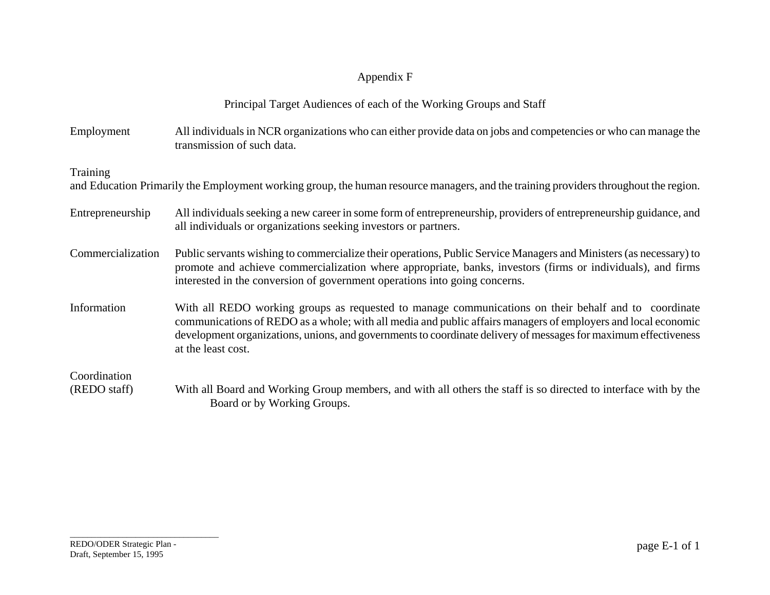# Appendix F

## Principal Target Audiences of each of the Working Groups and Staff

**Employment**
All individuals in NCR organizations who can either provide data on jobs and competencies or who can manage the transmission of such data.

**Training and Education**
Primarily the Employment working group, the human resource managers, and the training providers throughout the region.

**Entrepreneurship**
All individuals seeking a new career in some form of entrepreneurship, providers of entrepreneurship guidance, and all individuals or organizations seeking investors or partners.

**Commercialization**
Public servants wishing to commercialize their operations, Public Service Managers and Ministers (as necessary) to promote and achieve commercialization where appropriate, banks, investors (firms or individuals), and firms interested in the conversion of government operations into going concerns.

**Information**
With all REDO working groups as requested to manage communications on their behalf and to coordinate communications of REDO as a whole; with all media and public affairs managers of employers and local economic development organizations, unions, and governments to coordinate delivery of messages for maximum effectiveness at the least cost.

**Coordination (REDO staff)**
With all Board and Working Group members, and with all others the staff is so directed to interface with by the Board or by Working Groups.